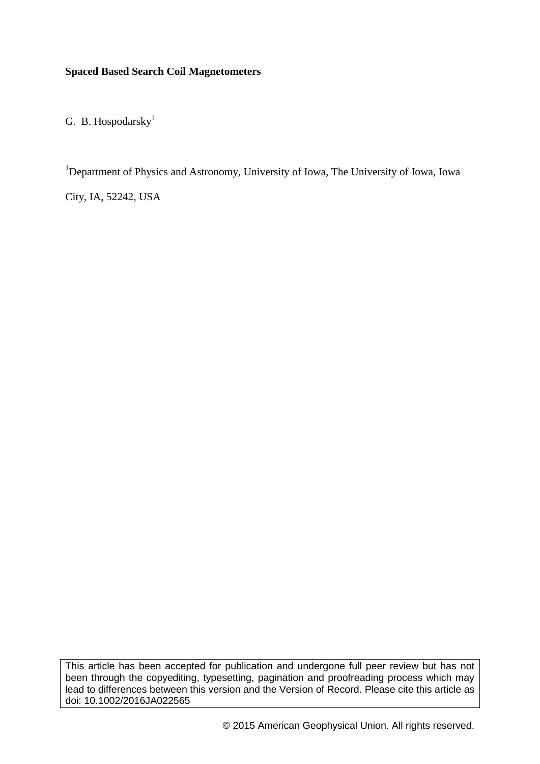**Spaced Based Search Coil Magnetometers**

G. B. Hospodarsky[1]

[1]Department of Physics and Astronomy, University of Iowa, The University of Iowa, Iowa City, IA, 52242, USA

This article has been accepted for publication and undergone full peer review but has not been through the copyediting, typesetting, pagination and proofreading process which may lead to differences between this version and the Version of Record. Please cite this article as doi: 10.1002/2016JA022565

© 2015 American Geophysical Union. All rights reserved.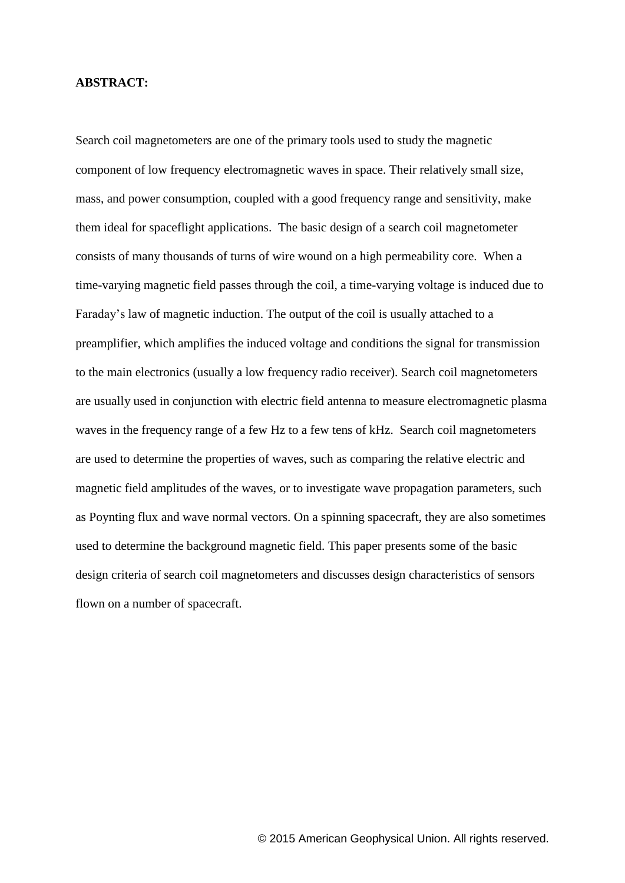**ABSTRACT:**

Search coil magnetometers are one of the primary tools used to study the magnetic component of low frequency electromagnetic waves in space. Their relatively small size, mass, and power consumption, coupled with a good frequency range and sensitivity, make them ideal for spaceflight applications. The basic design of a search coil magnetometer consists of many thousands of turns of wire wound on a high permeability core. When a time-varying magnetic field passes through the coil, a time-varying voltage is induced due to Faraday's law of magnetic induction. The output of the coil is usually attached to a preamplifier, which amplifies the induced voltage and conditions the signal for transmission to the main electronics (usually a low frequency radio receiver). Search coil magnetometers are usually used in conjunction with electric field antenna to measure electromagnetic plasma waves in the frequency range of a few Hz to a few tens of kHz. Search coil magnetometers are used to determine the properties of waves, such as comparing the relative electric and magnetic field amplitudes of the waves, or to investigate wave propagation parameters, such as Poynting flux and wave normal vectors. On a spinning spacecraft, they are also sometimes used to determine the background magnetic field. This paper presents some of the basic design criteria of search coil magnetometers and discusses design characteristics of sensors flown on a number of spacecraft.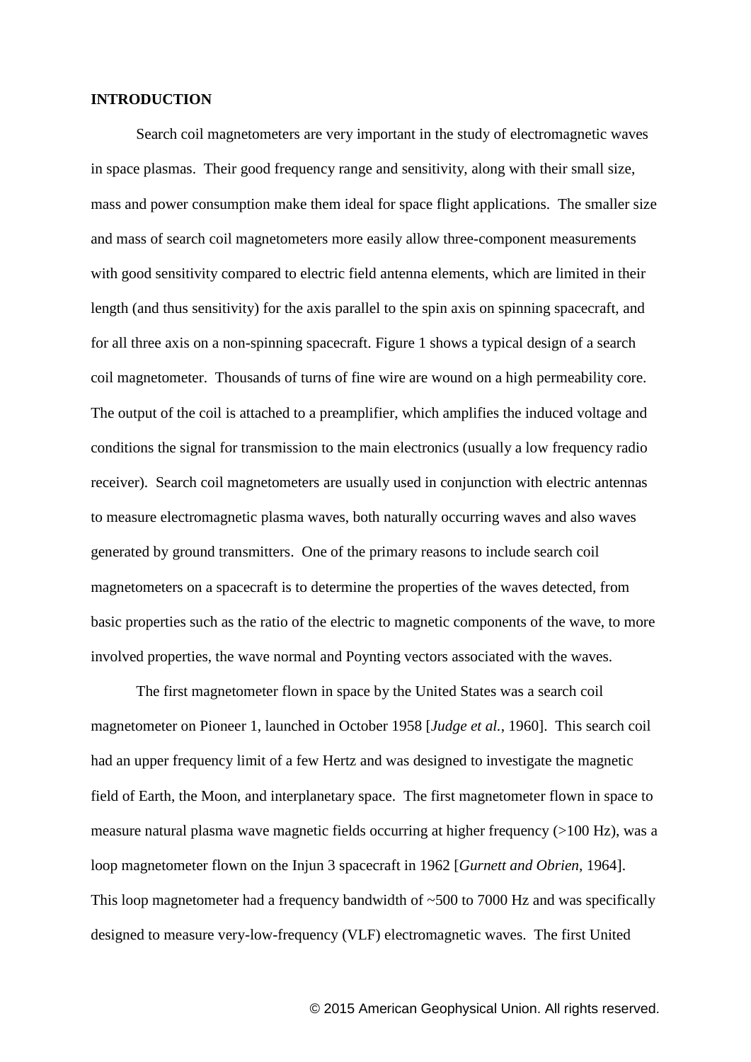**INTRODUCTION**

Search coil magnetometers are very important in the study of electromagnetic waves in space plasmas. Their good frequency range and sensitivity, along with their small size, mass and power consumption make them ideal for space flight applications. The smaller size and mass of search coil magnetometers more easily allow three-component measurements with good sensitivity compared to electric field antenna elements, which are limited in their length (and thus sensitivity) for the axis parallel to the spin axis on spinning spacecraft, and for all three axis on a non-spinning spacecraft. Figure 1 shows a typical design of a search coil magnetometer. Thousands of turns of fine wire are wound on a high permeability core. The output of the coil is attached to a preamplifier, which amplifies the induced voltage and conditions the signal for transmission to the main electronics (usually a low frequency radio receiver). Search coil magnetometers are usually used in conjunction with electric antennas to measure electromagnetic plasma waves, both naturally occurring waves and also waves generated by ground transmitters. One of the primary reasons to include search coil magnetometers on a spacecraft is to determine the properties of the waves detected, from basic properties such as the ratio of the electric to magnetic components of the wave, to more involved properties, the wave normal and Poynting vectors associated with the waves.

The first magnetometer flown in space by the United States was a search coil magnetometer on Pioneer 1, launched in October 1958 [*Judge et al.*, 1960]. This search coil had an upper frequency limit of a few Hertz and was designed to investigate the magnetic field of Earth, the Moon, and interplanetary space. The first magnetometer flown in space to measure natural plasma wave magnetic fields occurring at higher frequency (>100 Hz), was a loop magnetometer flown on the Injun 3 spacecraft in 1962 [*Gurnett and Obrien*, 1964]. This loop magnetometer had a frequency bandwidth of ~500 to 7000 Hz and was specifically designed to measure very-low-frequency (VLF) electromagnetic waves. The first United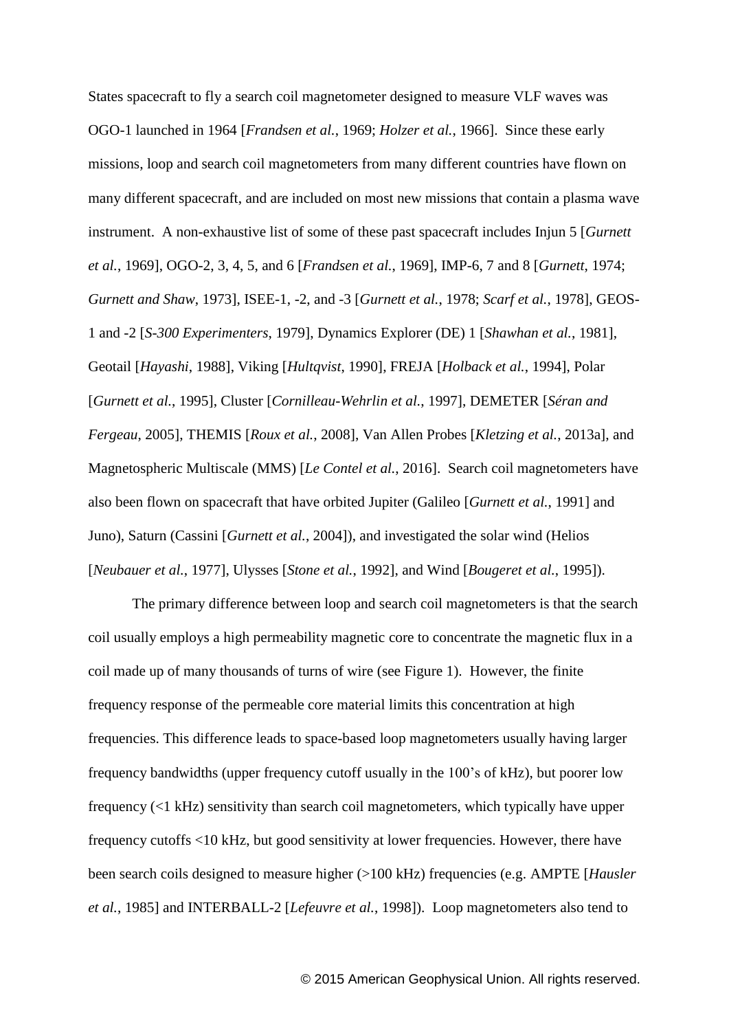States spacecraft to fly a search coil magnetometer designed to measure VLF waves was OGO-1 launched in 1964 [*Frandsen et al.*, 1969; *Holzer et al.*, 1966]. Since these early missions, loop and search coil magnetometers from many different countries have flown on many different spacecraft, and are included on most new missions that contain a plasma wave instrument. A non-exhaustive list of some of these past spacecraft includes Injun 5 [*Gurnett et al.*, 1969], OGO-2, 3, 4, 5, and 6 [*Frandsen et al.*, 1969], IMP-6, 7 and 8 [*Gurnett*, 1974; *Gurnett and Shaw*, 1973], ISEE-1, -2, and -3 [*Gurnett et al.*, 1978; *Scarf et al.*, 1978], GEOS-1 and -2 [*S-300 Experimenters*, 1979], Dynamics Explorer (DE) 1 [*Shawhan et al.*, 1981], Geotail [*Hayashi*, 1988], Viking [*Hultqvist*, 1990], FREJA [*Holback et al.*, 1994], Polar [*Gurnett et al.*, 1995], Cluster [*Cornilleau-Wehrlin et al.*, 1997], DEMETER [*Séran and Fergeau*, 2005], THEMIS [*Roux et al.*, 2008], Van Allen Probes [*Kletzing et al.*, 2013a], and Magnetospheric Multiscale (MMS) [*Le Contel et al.*, 2016]. Search coil magnetometers have also been flown on spacecraft that have orbited Jupiter (Galileo [*Gurnett et al.*, 1991] and Juno), Saturn (Cassini [*Gurnett et al.*, 2004]), and investigated the solar wind (Helios [*Neubauer et al.*, 1977], Ulysses [*Stone et al.*, 1992], and Wind [*Bougeret et al.*, 1995]).

The primary difference between loop and search coil magnetometers is that the search coil usually employs a high permeability magnetic core to concentrate the magnetic flux in a coil made up of many thousands of turns of wire (see Figure 1). However, the finite frequency response of the permeable core material limits this concentration at high frequencies. This difference leads to space-based loop magnetometers usually having larger frequency bandwidths (upper frequency cutoff usually in the 100's of kHz), but poorer low frequency (<1 kHz) sensitivity than search coil magnetometers, which typically have upper frequency cutoffs <10 kHz, but good sensitivity at lower frequencies. However, there have been search coils designed to measure higher (>100 kHz) frequencies (e.g. AMPTE [*Hausler et al.*, 1985] and INTERBALL-2 [*Lefeuvre et al.*, 1998]). Loop magnetometers also tend to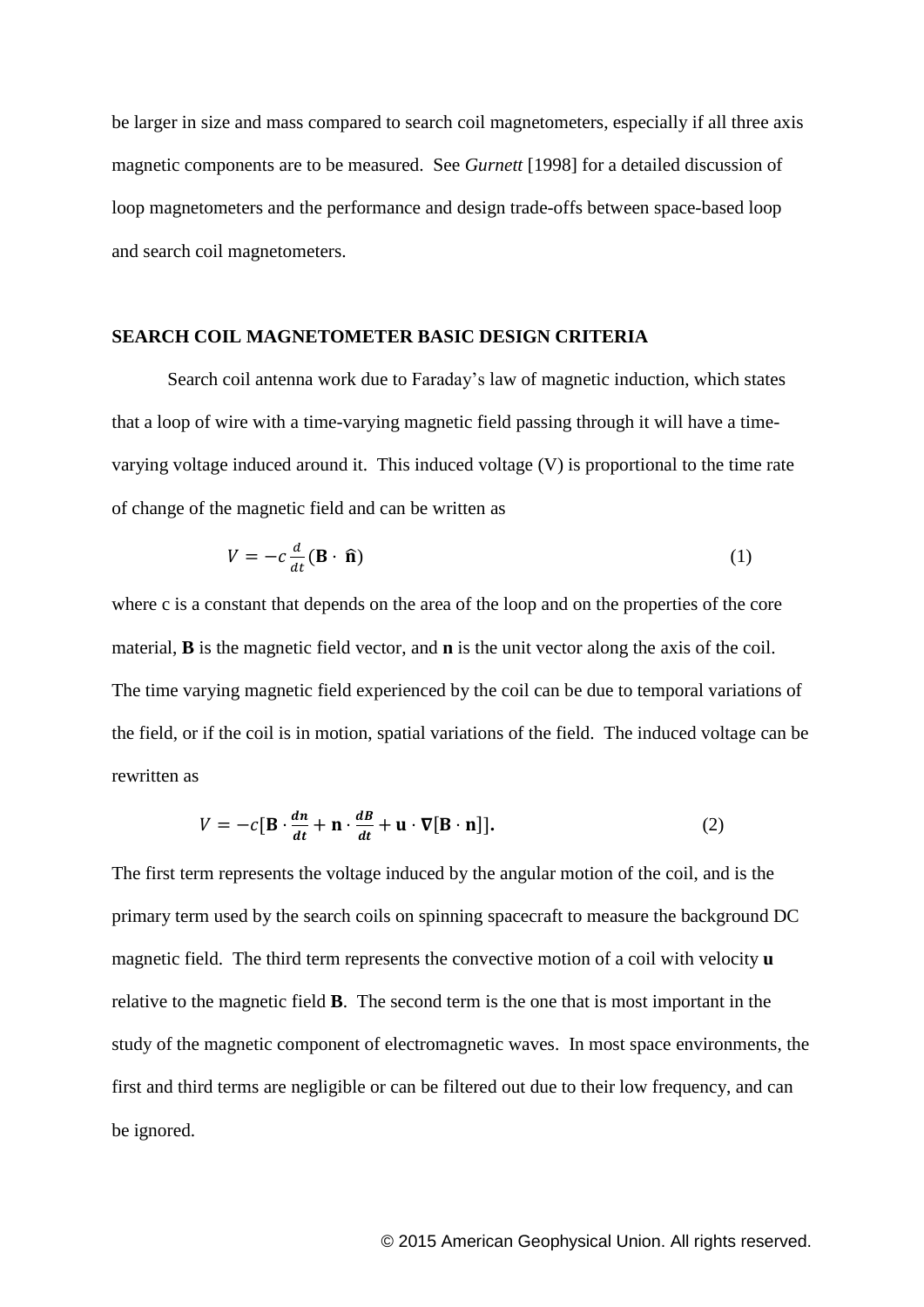be larger in size and mass compared to search coil magnetometers, especially if all three axis magnetic components are to be measured. See *Gurnett* [1998] for a detailed discussion of loop magnetometers and the performance and design trade-offs between space-based loop and search coil magnetometers.

## SEARCH COIL MAGNETOMETER BASIC DESIGN CRITERIA

Search coil antenna work due to Faraday's law of magnetic induction, which states that a loop of wire with a time-varying magnetic field passing through it will have a time-varying voltage induced around it. This induced voltage (V) is proportional to the time rate of change of the magnetic field and can be written as

$$V = -c\frac{d}{dt}(\mathbf{B}\cdot\,\hat{\mathbf{n}}) \tag{1}$$

where c is a constant that depends on the area of the loop and on the properties of the core material, **B** is the magnetic field vector, and **n** is the unit vector along the axis of the coil. The time varying magnetic field experienced by the coil can be due to temporal variations of the field, or if the coil is in motion, spatial variations of the field. The induced voltage can be rewritten as

$$V = -c[\mathbf{B}\cdot\frac{\boldsymbol{dn}}{\boldsymbol{dt}} + \mathbf{n}\cdot\frac{\boldsymbol{dB}}{\boldsymbol{dt}} + \mathbf{u}\cdot\boldsymbol{\nabla}[\mathbf{B}\cdot\mathbf{n}]]. \tag{2}$$

The first term represents the voltage induced by the angular motion of the coil, and is the primary term used by the search coils on spinning spacecraft to measure the background DC magnetic field. The third term represents the convective motion of a coil with velocity **u** relative to the magnetic field **B**. The second term is the one that is most important in the study of the magnetic component of electromagnetic waves. In most space environments, the first and third terms are negligible or can be filtered out due to their low frequency, and can be ignored.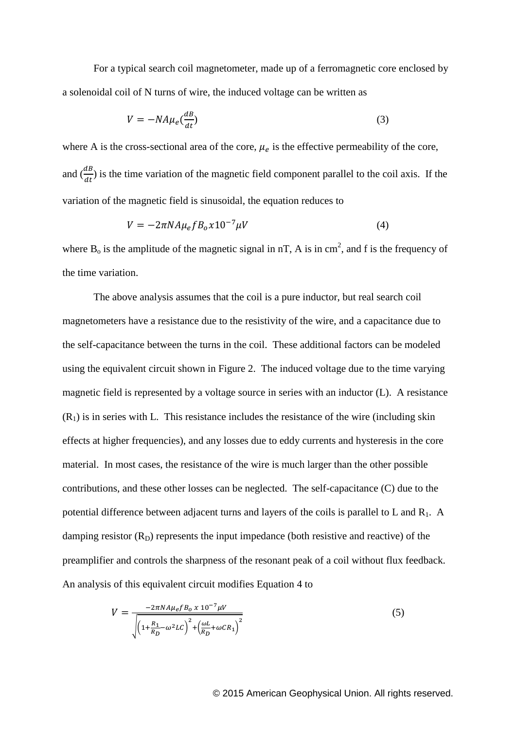For a typical search coil magnetometer, made up of a ferromagnetic core enclosed by a solenoidal coil of N turns of wire, the induced voltage can be written as

$$V = -NA\mu_e\left(\frac{dB}{dt}\right) \tag{3}$$

where A is the cross-sectional area of the core, $\mu_e$ is the effective permeability of the core, and $\left(\frac{dB}{dt}\right)$ is the time variation of the magnetic field component parallel to the coil axis. If the variation of the magnetic field is sinusoidal, the equation reduces to

$$V = -2\pi NA\mu_e f B_o x 10^{-7} \mu V \tag{4}$$

where $B_o$ is the amplitude of the magnetic signal in nT, A is in $cm^2$, and f is the frequency of the time variation.

The above analysis assumes that the coil is a pure inductor, but real search coil magnetometers have a resistance due to the resistivity of the wire, and a capacitance due to the self-capacitance between the turns in the coil. These additional factors can be modeled using the equivalent circuit shown in Figure 2. The induced voltage due to the time varying magnetic field is represented by a voltage source in series with an inductor (L). A resistance ($R_1$) is in series with L. This resistance includes the resistance of the wire (including skin effects at higher frequencies), and any losses due to eddy currents and hysteresis in the core material. In most cases, the resistance of the wire is much larger than the other possible contributions, and these other losses can be neglected. The self-capacitance (C) due to the potential difference between adjacent turns and layers of the coils is parallel to L and $R_1$. A damping resistor ($R_D$) represents the input impedance (both resistive and reactive) of the preamplifier and controls the sharpness of the resonant peak of a coil without flux feedback. An analysis of this equivalent circuit modifies Equation 4 to

$$V = \frac{-2\pi NA\mu_e f B_o \ x \ 10^{-7} \mu V}{\sqrt{\left(1+\frac{R_1}{R_D}-\omega^2 LC\right)^2+\left(\frac{\omega L}{R_D}+\omega C R_1\right)^2}} \tag{5}$$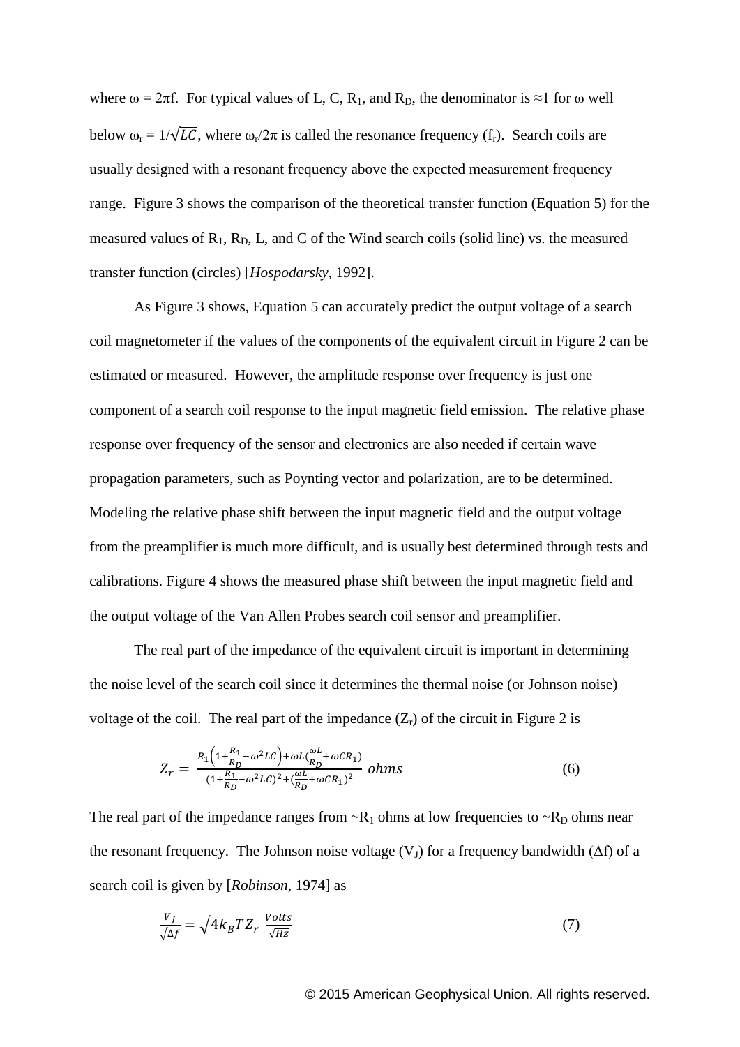where $\omega = 2\pi f$. For typical values of L, C, $R_1$, and $R_D$, the denominator is ≈1 for ω well below $\omega_r = 1/\sqrt{LC}$, where $\omega_r/2\pi$ is called the resonance frequency ($f_r$). Search coils are usually designed with a resonant frequency above the expected measurement frequency range. Figure 3 shows the comparison of the theoretical transfer function (Equation 5) for the measured values of $R_1$, $R_D$, L, and C of the Wind search coils (solid line) vs. the measured transfer function (circles) [*Hospodarsky*, 1992].

As Figure 3 shows, Equation 5 can accurately predict the output voltage of a search coil magnetometer if the values of the components of the equivalent circuit in Figure 2 can be estimated or measured. However, the amplitude response over frequency is just one component of a search coil response to the input magnetic field emission. The relative phase response over frequency of the sensor and electronics are also needed if certain wave propagation parameters, such as Poynting vector and polarization, are to be determined. Modeling the relative phase shift between the input magnetic field and the output voltage from the preamplifier is much more difficult, and is usually best determined through tests and calibrations. Figure 4 shows the measured phase shift between the input magnetic field and the output voltage of the Van Allen Probes search coil sensor and preamplifier.

The real part of the impedance of the equivalent circuit is important in determining the noise level of the search coil since it determines the thermal noise (or Johnson noise) voltage of the coil. The real part of the impedance ($Z_r$) of the circuit in Figure 2 is

$$Z_r = \frac{R_1\left(1+\frac{R_1}{R_D}-\omega^2 LC\right)+\omega L\left(\frac{\omega L}{R_D}+\omega C R_1\right)}{\left(1+\frac{R_1}{R_D}-\omega^2 LC\right)^2+\left(\frac{\omega L}{R_D}+\omega C R_1\right)^2}\ ohms \tag{6}$$

The real part of the impedance ranges from ~$R_1$ ohms at low frequencies to ~$R_D$ ohms near the resonant frequency. The Johnson noise voltage ($V_J$) for a frequency bandwidth ($\Delta f$) of a search coil is given by [*Robinson*, 1974] as

$$\frac{V_J}{\sqrt{\Delta f}} = \sqrt{4 k_B T Z_r}\ \frac{Volts}{\sqrt{Hz}} \tag{7}$$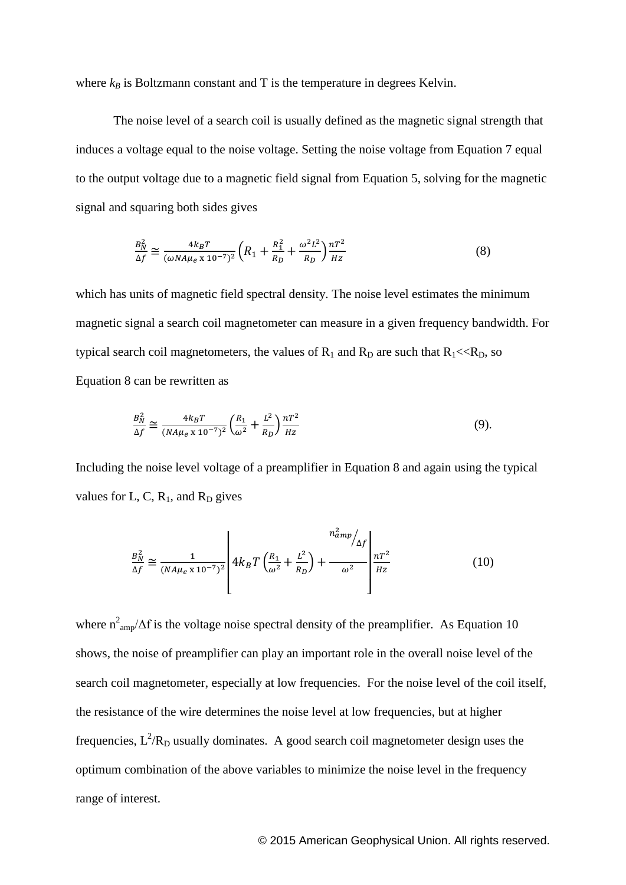where $k_B$ is Boltzmann constant and T is the temperature in degrees Kelvin.

The noise level of a search coil is usually defined as the magnetic signal strength that induces a voltage equal to the noise voltage. Setting the noise voltage from Equation 7 equal to the output voltage due to a magnetic field signal from Equation 5, solving for the magnetic signal and squaring both sides gives

$$\frac{B_N^2}{\Delta f} \cong \frac{4k_B T}{(\omega N A \mu_e \text{ x } 10^{-7})^2}\left(R_1 + \frac{R_1^2}{R_D} + \frac{\omega^2 L^2}{R_D}\right)\frac{nT^2}{Hz} \tag{8}$$

which has units of magnetic field spectral density. The noise level estimates the minimum magnetic signal a search coil magnetometer can measure in a given frequency bandwidth. For typical search coil magnetometers, the values of $R_1$ and $R_D$ are such that $R_1 << R_D$, so Equation 8 can be rewritten as

$$\frac{B_N^2}{\Delta f} \cong \frac{4k_B T}{(N A \mu_e \text{ x } 10^{-7})^2}\left(\frac{R_1}{\omega^2} + \frac{L^2}{R_D}\right)\frac{nT^2}{Hz} \tag{9}$$

Including the noise level voltage of a preamplifier in Equation 8 and again using the typical values for L, C, $R_1$, and $R_D$ gives

$$\frac{B_N^2}{\Delta f} \cong \frac{1}{(N A \mu_e \text{ x } 10^{-7})^2}\left[4k_B T\left(\frac{R_1}{\omega^2} + \frac{L^2}{R_D}\right) + \frac{n_{amp}^2/\Delta f}{\omega^2}\right]\frac{nT^2}{Hz} \tag{10}$$

where $n_{amp}^2/\Delta f$ is the voltage noise spectral density of the preamplifier. As Equation 10 shows, the noise of preamplifier can play an important role in the overall noise level of the search coil magnetometer, especially at low frequencies. For the noise level of the coil itself, the resistance of the wire determines the noise level at low frequencies, but at higher frequencies, $L^2/R_D$ usually dominates. A good search coil magnetometer design uses the optimum combination of the above variables to minimize the noise level in the frequency range of interest.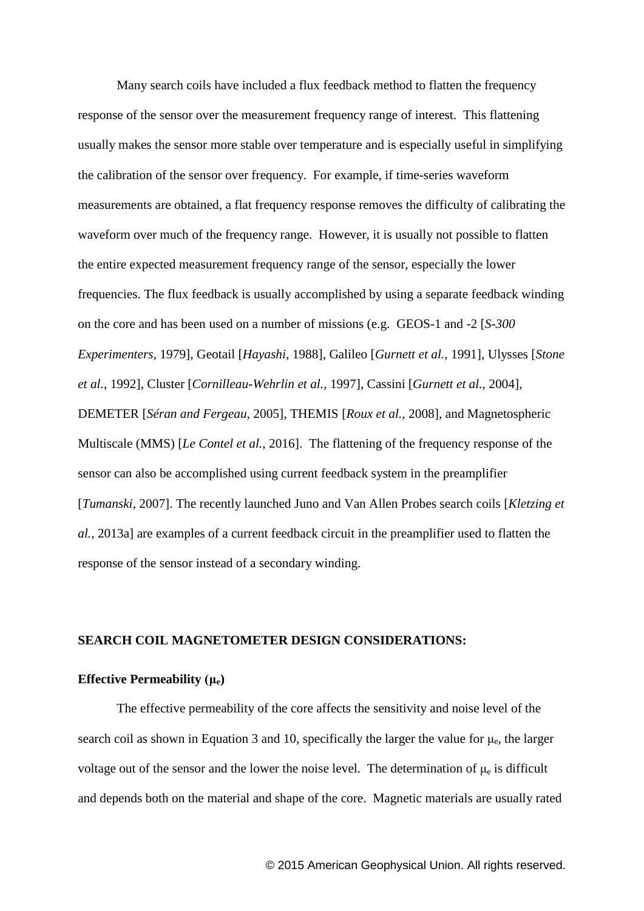Many search coils have included a flux feedback method to flatten the frequency response of the sensor over the measurement frequency range of interest. This flattening usually makes the sensor more stable over temperature and is especially useful in simplifying the calibration of the sensor over frequency. For example, if time-series waveform measurements are obtained, a flat frequency response removes the difficulty of calibrating the waveform over much of the frequency range. However, it is usually not possible to flatten the entire expected measurement frequency range of the sensor, especially the lower frequencies. The flux feedback is usually accomplished by using a separate feedback winding on the core and has been used on a number of missions (e.g. GEOS-1 and -2 [*S-300 Experimenters*, 1979], Geotail [*Hayashi*, 1988], Galileo [*Gurnett et al.*, 1991], Ulysses [*Stone et al.*, 1992], Cluster [*Cornilleau-Wehrlin et al.*, 1997], Cassini [*Gurnett et al.*, 2004], DEMETER [*Séran and Fergeau*, 2005], THEMIS [*Roux et al.*, 2008], and Magnetospheric Multiscale (MMS) [*Le Contel et al.*, 2016]. The flattening of the frequency response of the sensor can also be accomplished using current feedback system in the preamplifier [*Tumanski*, 2007]. The recently launched Juno and Van Allen Probes search coils [*Kletzing et al.*, 2013a] are examples of a current feedback circuit in the preamplifier used to flatten the response of the sensor instead of a secondary winding.

## SEARCH COIL MAGNETOMETER DESIGN CONSIDERATIONS:

### Effective Permeability ($\mu_e$)

The effective permeability of the core affects the sensitivity and noise level of the search coil as shown in Equation 3 and 10, specifically the larger the value for $\mu_e$, the larger voltage out of the sensor and the lower the noise level. The determination of $\mu_e$ is difficult and depends both on the material and shape of the core. Magnetic materials are usually rated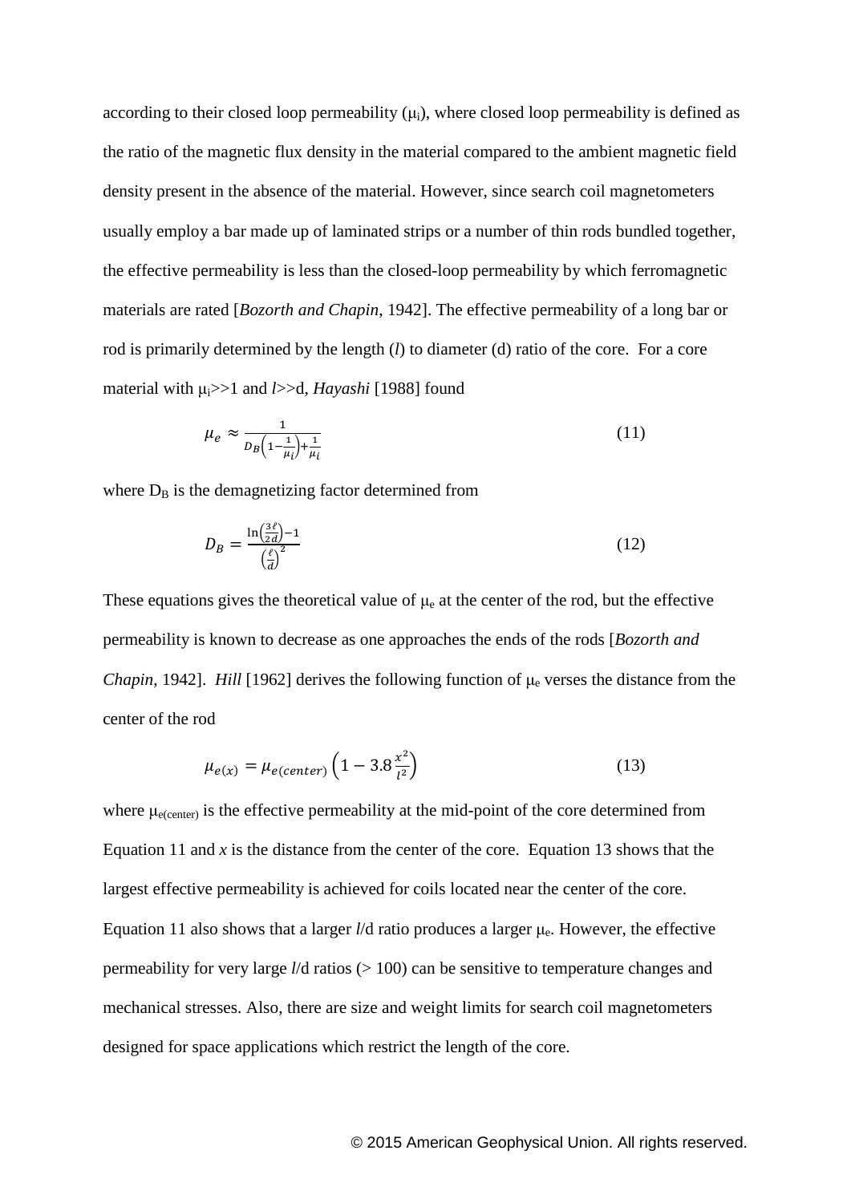according to their closed loop permeability ($\mu_i$), where closed loop permeability is defined as the ratio of the magnetic flux density in the material compared to the ambient magnetic field density present in the absence of the material. However, since search coil magnetometers usually employ a bar made up of laminated strips or a number of thin rods bundled together, the effective permeability is less than the closed-loop permeability by which ferromagnetic materials are rated [*Bozorth and Chapin*, 1942]. The effective permeability of a long bar or rod is primarily determined by the length ($l$) to diameter (d) ratio of the core. For a core material with $\mu_i \gg 1$ and $l \gg$ d, *Hayashi* [1988] found

$$\mu_e \approx \frac{1}{D_B\left(1-\frac{1}{\mu_i}\right)+\frac{1}{\mu_i}} \tag{11}$$

where $D_B$ is the demagnetizing factor determined from

$$D_B = \frac{\ln\left(\frac{3\ell}{2d}\right)-1}{\left(\frac{\ell}{d}\right)^2} \tag{12}$$

These equations gives the theoretical value of $\mu_e$ at the center of the rod, but the effective permeability is known to decrease as one approaches the ends of the rods [*Bozorth and Chapin*, 1942]. *Hill* [1962] derives the following function of $\mu_e$ verses the distance from the center of the rod

$$\mu_{e(x)} = \mu_{e(center)}\left(1 - 3.8\frac{x^2}{l^2}\right) \tag{13}$$

where $\mu_{e(center)}$ is the effective permeability at the mid-point of the core determined from Equation 11 and $x$ is the distance from the center of the core. Equation 13 shows that the largest effective permeability is achieved for coils located near the center of the core. Equation 11 also shows that a larger $l$/d ratio produces a larger $\mu_e$. However, the effective permeability for very large l/d ratios (> 100) can be sensitive to temperature changes and mechanical stresses. Also, there are size and weight limits for search coil magnetometers designed for space applications which restrict the length of the core.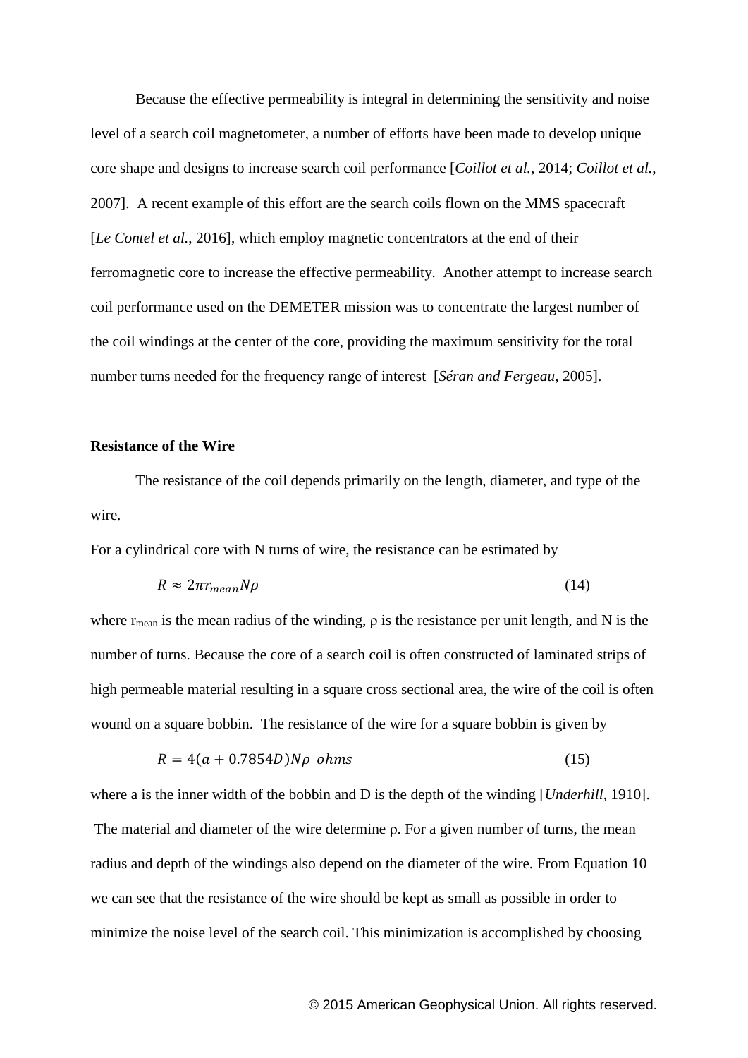Because the effective permeability is integral in determining the sensitivity and noise level of a search coil magnetometer, a number of efforts have been made to develop unique core shape and designs to increase search coil performance [*Coillot et al.*, 2014; *Coillot et al.*, 2007]. A recent example of this effort are the search coils flown on the MMS spacecraft [*Le Contel et al.*, 2016], which employ magnetic concentrators at the end of their ferromagnetic core to increase the effective permeability. Another attempt to increase search coil performance used on the DEMETER mission was to concentrate the largest number of the coil windings at the center of the core, providing the maximum sensitivity for the total number turns needed for the frequency range of interest [*Séran and Fergeau*, 2005].

**Resistance of the Wire**

The resistance of the coil depends primarily on the length, diameter, and type of the wire.

For a cylindrical core with N turns of wire, the resistance can be estimated by

$$R \approx 2\pi r_{mean} N\rho \tag{14}$$

where $r_{mean}$ is the mean radius of the winding, $\rho$ is the resistance per unit length, and N is the number of turns. Because the core of a search coil is often constructed of laminated strips of high permeable material resulting in a square cross sectional area, the wire of the coil is often wound on a square bobbin. The resistance of the wire for a square bobbin is given by

$$R = 4(a + 0.7854D)N\rho \ \ ohms \tag{15}$$

where a is the inner width of the bobbin and D is the depth of the winding [*Underhill*, 1910]. The material and diameter of the wire determine $\rho$. For a given number of turns, the mean radius and depth of the windings also depend on the diameter of the wire. From Equation 10 we can see that the resistance of the wire should be kept as small as possible in order to minimize the noise level of the search coil. This minimization is accomplished by choosing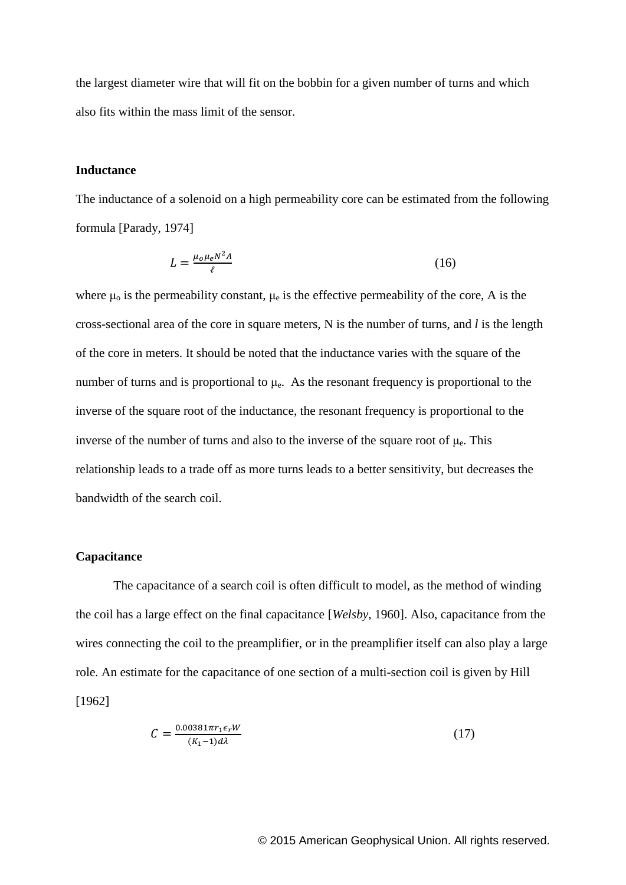the largest diameter wire that will fit on the bobbin for a given number of turns and which also fits within the mass limit of the sensor.

**Inductance**

The inductance of a solenoid on a high permeability core can be estimated from the following formula [Parady, 1974]

$$L = \frac{\mu_o \mu_e N^2 A}{\ell} \tag{16}$$

where $\mu_o$ is the permeability constant, $\mu_e$ is the effective permeability of the core, A is the cross-sectional area of the core in square meters, N is the number of turns, and *l* is the length of the core in meters. It should be noted that the inductance varies with the square of the number of turns and is proportional to $\mu_e$. As the resonant frequency is proportional to the inverse of the square root of the inductance, the resonant frequency is proportional to the inverse of the number of turns and also to the inverse of the square root of $\mu_e$. This relationship leads to a trade off as more turns leads to a better sensitivity, but decreases the bandwidth of the search coil.

**Capacitance**

The capacitance of a search coil is often difficult to model, as the method of winding the coil has a large effect on the final capacitance [*Welsby*, 1960]. Also, capacitance from the wires connecting the coil to the preamplifier, or in the preamplifier itself can also play a large role. An estimate for the capacitance of one section of a multi-section coil is given by Hill [1962]

$$C = \frac{0.00381 \pi r_1 \epsilon_r W}{(K_1 - 1) d \lambda} \tag{17}$$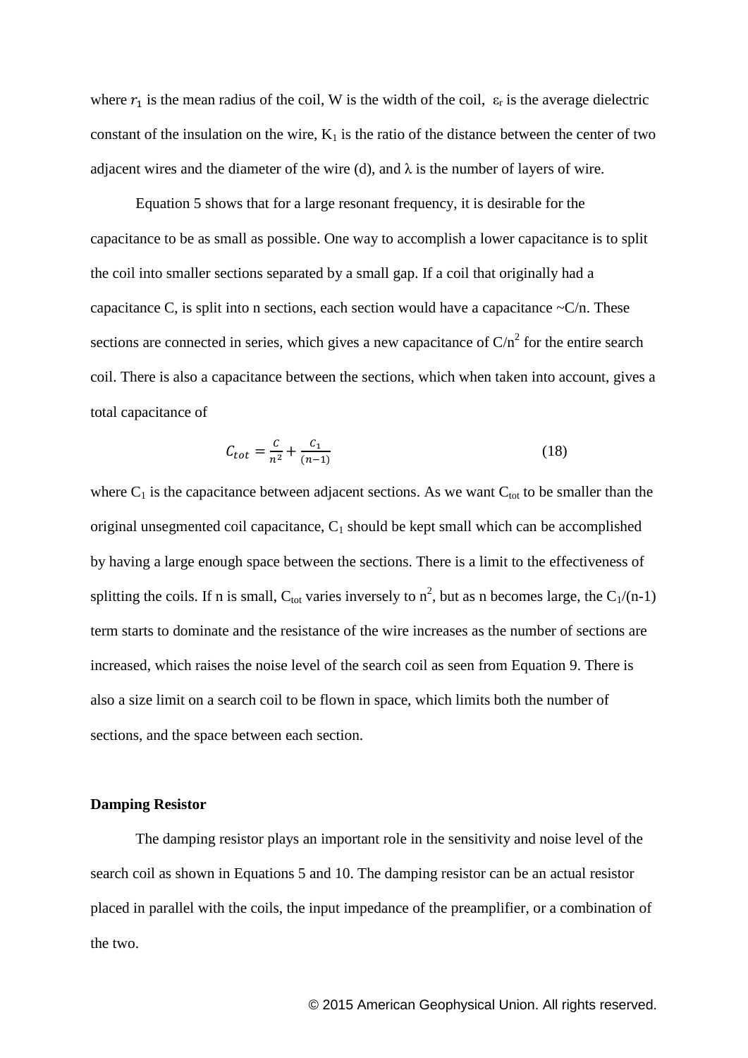where $r_1$ is the mean radius of the coil, W is the width of the coil, $\varepsilon_r$ is the average dielectric constant of the insulation on the wire, $K_1$ is the ratio of the distance between the center of two adjacent wires and the diameter of the wire (d), and $\lambda$ is the number of layers of wire.

Equation 5 shows that for a large resonant frequency, it is desirable for the capacitance to be as small as possible. One way to accomplish a lower capacitance is to split the coil into smaller sections separated by a small gap. If a coil that originally had a capacitance C, is split into n sections, each section would have a capacitance ~C/n. These sections are connected in series, which gives a new capacitance of $C/n^2$ for the entire search coil. There is also a capacitance between the sections, which when taken into account, gives a total capacitance of

$$C_{tot} = \frac{C}{n^2} + \frac{C_1}{(n-1)} \tag{18}$$

where $C_1$ is the capacitance between adjacent sections. As we want $C_{tot}$ to be smaller than the original unsegmented coil capacitance, $C_1$ should be kept small which can be accomplished by having a large enough space between the sections. There is a limit to the effectiveness of splitting the coils. If n is small, $C_{tot}$ varies inversely to $n^2$, but as n becomes large, the $C_1/(n-1)$ term starts to dominate and the resistance of the wire increases as the number of sections are increased, which raises the noise level of the search coil as seen from Equation 9. There is also a size limit on a search coil to be flown in space, which limits both the number of sections, and the space between each section.

**Damping Resistor**

The damping resistor plays an important role in the sensitivity and noise level of the search coil as shown in Equations 5 and 10. The damping resistor can be an actual resistor placed in parallel with the coils, the input impedance of the preamplifier, or a combination of the two.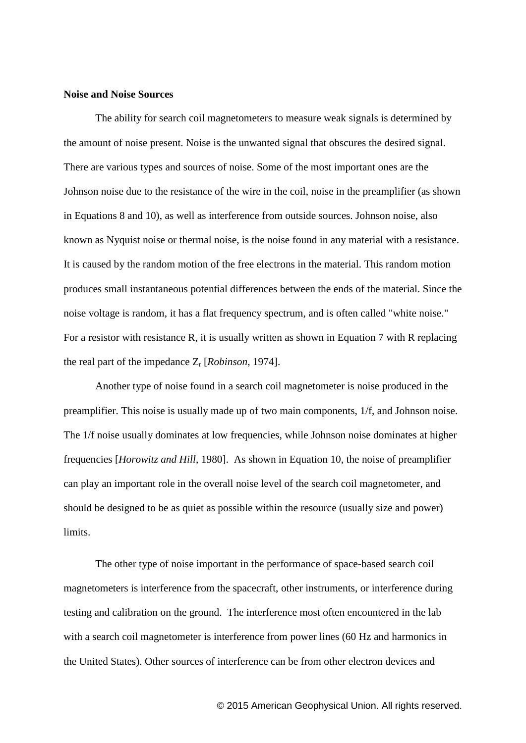**Noise and Noise Sources**

The ability for search coil magnetometers to measure weak signals is determined by the amount of noise present. Noise is the unwanted signal that obscures the desired signal. There are various types and sources of noise. Some of the most important ones are the Johnson noise due to the resistance of the wire in the coil, noise in the preamplifier (as shown in Equations 8 and 10), as well as interference from outside sources. Johnson noise, also known as Nyquist noise or thermal noise, is the noise found in any material with a resistance. It is caused by the random motion of the free electrons in the material. This random motion produces small instantaneous potential differences between the ends of the material. Since the noise voltage is random, it has a flat frequency spectrum, and is often called "white noise." For a resistor with resistance R, it is usually written as shown in Equation 7 with R replacing the real part of the impedance $Z_r$ [*Robinson*, 1974].

Another type of noise found in a search coil magnetometer is noise produced in the preamplifier. This noise is usually made up of two main components, 1/f, and Johnson noise. The 1/f noise usually dominates at low frequencies, while Johnson noise dominates at higher frequencies [*Horowitz and Hill*, 1980]. As shown in Equation 10, the noise of preamplifier can play an important role in the overall noise level of the search coil magnetometer, and should be designed to be as quiet as possible within the resource (usually size and power) limits.

The other type of noise important in the performance of space-based search coil magnetometers is interference from the spacecraft, other instruments, or interference during testing and calibration on the ground. The interference most often encountered in the lab with a search coil magnetometer is interference from power lines (60 Hz and harmonics in the United States). Other sources of interference can be from other electron devices and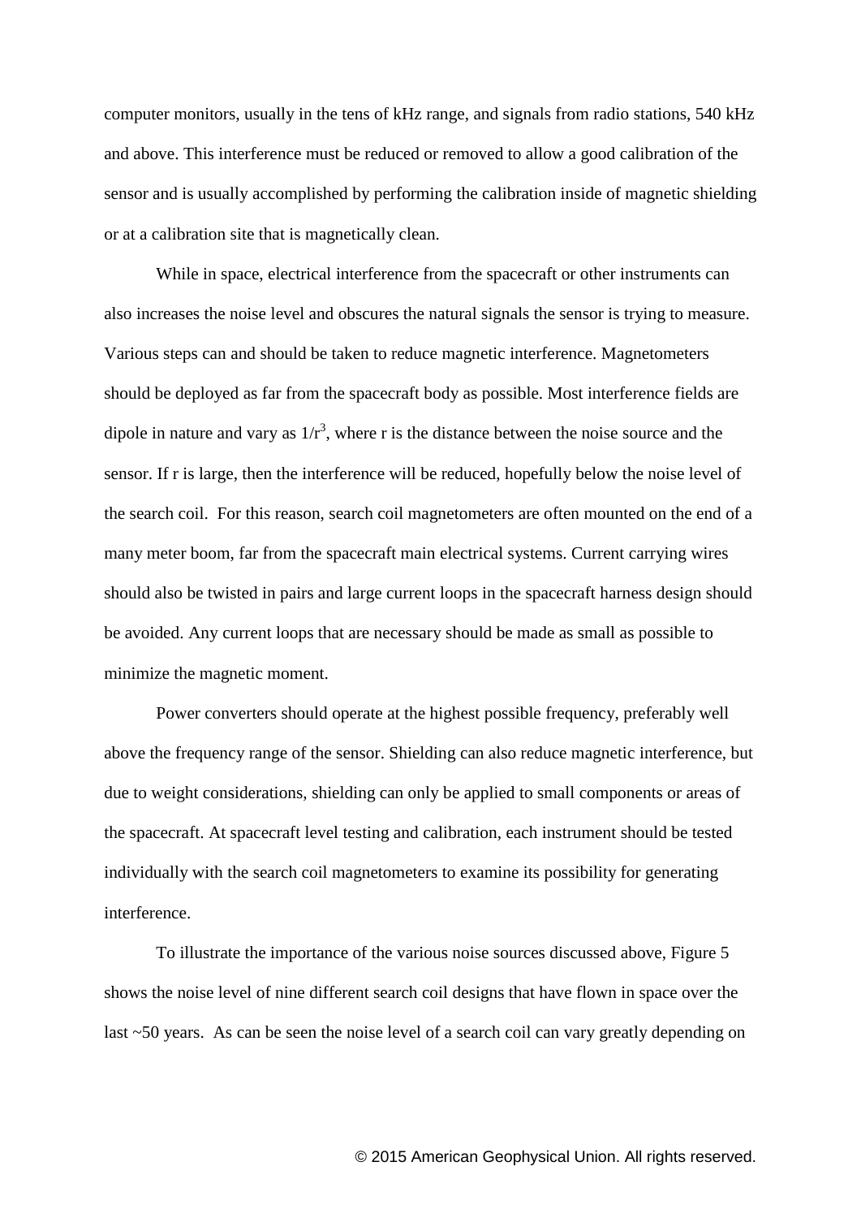computer monitors, usually in the tens of kHz range, and signals from radio stations, 540 kHz and above. This interference must be reduced or removed to allow a good calibration of the sensor and is usually accomplished by performing the calibration inside of magnetic shielding or at a calibration site that is magnetically clean.

While in space, electrical interference from the spacecraft or other instruments can also increases the noise level and obscures the natural signals the sensor is trying to measure. Various steps can and should be taken to reduce magnetic interference. Magnetometers should be deployed as far from the spacecraft body as possible. Most interference fields are dipole in nature and vary as $1/r^3$, where r is the distance between the noise source and the sensor. If r is large, then the interference will be reduced, hopefully below the noise level of the search coil. For this reason, search coil magnetometers are often mounted on the end of a many meter boom, far from the spacecraft main electrical systems. Current carrying wires should also be twisted in pairs and large current loops in the spacecraft harness design should be avoided. Any current loops that are necessary should be made as small as possible to minimize the magnetic moment.

Power converters should operate at the highest possible frequency, preferably well above the frequency range of the sensor. Shielding can also reduce magnetic interference, but due to weight considerations, shielding can only be applied to small components or areas of the spacecraft. At spacecraft level testing and calibration, each instrument should be tested individually with the search coil magnetometers to examine its possibility for generating interference.

To illustrate the importance of the various noise sources discussed above, Figure 5 shows the noise level of nine different search coil designs that have flown in space over the last ~50 years. As can be seen the noise level of a search coil can vary greatly depending on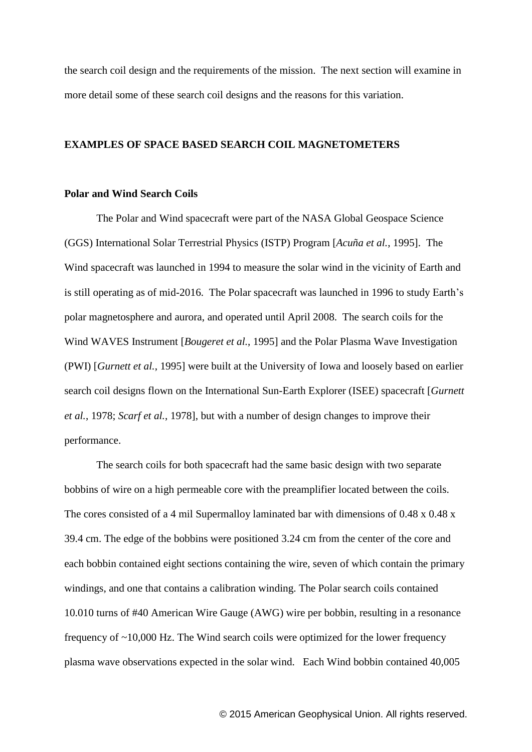the search coil design and the requirements of the mission. The next section will examine in more detail some of these search coil designs and the reasons for this variation.

## EXAMPLES OF SPACE BASED SEARCH COIL MAGNETOMETERS

### Polar and Wind Search Coils

The Polar and Wind spacecraft were part of the NASA Global Geospace Science (GGS) International Solar Terrestrial Physics (ISTP) Program [*Acuña et al.*, 1995]. The Wind spacecraft was launched in 1994 to measure the solar wind in the vicinity of Earth and is still operating as of mid-2016. The Polar spacecraft was launched in 1996 to study Earth's polar magnetosphere and aurora, and operated until April 2008. The search coils for the Wind WAVES Instrument [*Bougeret et al.*, 1995] and the Polar Plasma Wave Investigation (PWI) [*Gurnett et al.*, 1995] were built at the University of Iowa and loosely based on earlier search coil designs flown on the International Sun-Earth Explorer (ISEE) spacecraft [*Gurnett et al.*, 1978; *Scarf et al.*, 1978], but with a number of design changes to improve their performance.

The search coils for both spacecraft had the same basic design with two separate bobbins of wire on a high permeable core with the preamplifier located between the coils. The cores consisted of a 4 mil Supermalloy laminated bar with dimensions of 0.48 x 0.48 x 39.4 cm. The edge of the bobbins were positioned 3.24 cm from the center of the core and each bobbin contained eight sections containing the wire, seven of which contain the primary windings, and one that contains a calibration winding. The Polar search coils contained 10.010 turns of #40 American Wire Gauge (AWG) wire per bobbin, resulting in a resonance frequency of ~10,000 Hz. The Wind search coils were optimized for the lower frequency plasma wave observations expected in the solar wind. Each Wind bobbin contained 40,005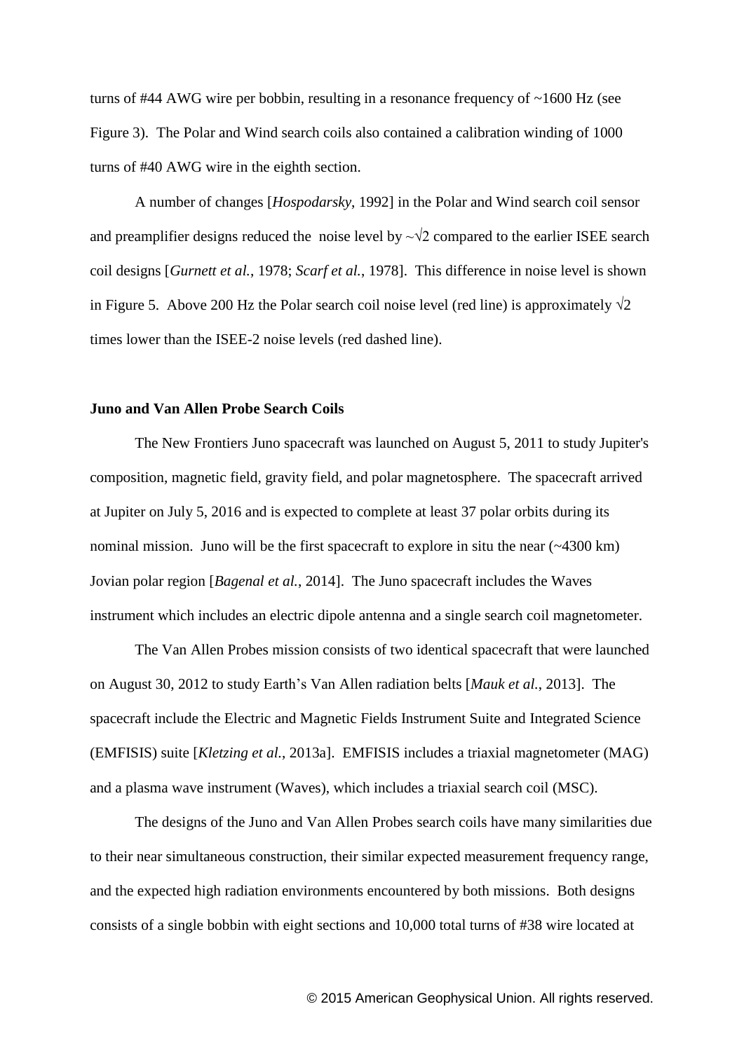turns of #44 AWG wire per bobbin, resulting in a resonance frequency of ~1600 Hz (see Figure 3). The Polar and Wind search coils also contained a calibration winding of 1000 turns of #40 AWG wire in the eighth section.

A number of changes [*Hospodarsky*, 1992] in the Polar and Wind search coil sensor and preamplifier designs reduced the noise level by ~$\sqrt{2}$ compared to the earlier ISEE search coil designs [*Gurnett et al.*, 1978; *Scarf et al.*, 1978]. This difference in noise level is shown in Figure 5. Above 200 Hz the Polar search coil noise level (red line) is approximately $\sqrt{2}$ times lower than the ISEE-2 noise levels (red dashed line).

**Juno and Van Allen Probe Search Coils**

The New Frontiers Juno spacecraft was launched on August 5, 2011 to study Jupiter's composition, magnetic field, gravity field, and polar magnetosphere. The spacecraft arrived at Jupiter on July 5, 2016 and is expected to complete at least 37 polar orbits during its nominal mission. Juno will be the first spacecraft to explore in situ the near (~4300 km) Jovian polar region [*Bagenal et al.*, 2014]. The Juno spacecraft includes the Waves instrument which includes an electric dipole antenna and a single search coil magnetometer.

The Van Allen Probes mission consists of two identical spacecraft that were launched on August 30, 2012 to study Earth's Van Allen radiation belts [*Mauk et al.*, 2013]. The spacecraft include the Electric and Magnetic Fields Instrument Suite and Integrated Science (EMFISIS) suite [*Kletzing et al.*, 2013a]. EMFISIS includes a triaxial magnetometer (MAG) and a plasma wave instrument (Waves), which includes a triaxial search coil (MSC).

The designs of the Juno and Van Allen Probes search coils have many similarities due to their near simultaneous construction, their similar expected measurement frequency range, and the expected high radiation environments encountered by both missions. Both designs consists of a single bobbin with eight sections and 10,000 total turns of #38 wire located at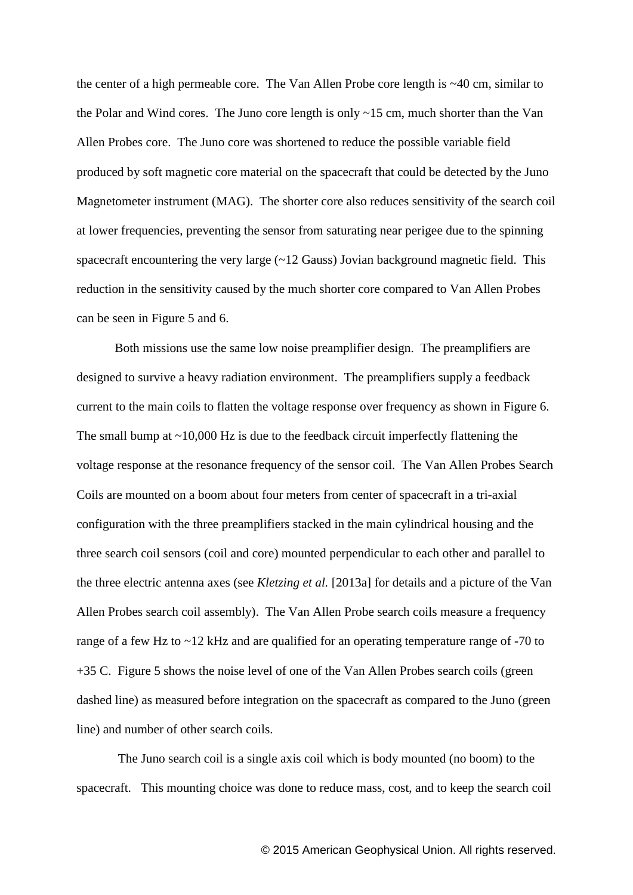the center of a high permeable core. The Van Allen Probe core length is ~40 cm, similar to the Polar and Wind cores. The Juno core length is only ~15 cm, much shorter than the Van Allen Probes core. The Juno core was shortened to reduce the possible variable field produced by soft magnetic core material on the spacecraft that could be detected by the Juno Magnetometer instrument (MAG). The shorter core also reduces sensitivity of the search coil at lower frequencies, preventing the sensor from saturating near perigee due to the spinning spacecraft encountering the very large (~12 Gauss) Jovian background magnetic field. This reduction in the sensitivity caused by the much shorter core compared to Van Allen Probes can be seen in Figure 5 and 6.

Both missions use the same low noise preamplifier design. The preamplifiers are designed to survive a heavy radiation environment. The preamplifiers supply a feedback current to the main coils to flatten the voltage response over frequency as shown in Figure 6. The small bump at ~10,000 Hz is due to the feedback circuit imperfectly flattening the voltage response at the resonance frequency of the sensor coil. The Van Allen Probes Search Coils are mounted on a boom about four meters from center of spacecraft in a tri-axial configuration with the three preamplifiers stacked in the main cylindrical housing and the three search coil sensors (coil and core) mounted perpendicular to each other and parallel to the three electric antenna axes (see *Kletzing et al.* [2013a] for details and a picture of the Van Allen Probes search coil assembly). The Van Allen Probe search coils measure a frequency range of a few Hz to ~12 kHz and are qualified for an operating temperature range of -70 to +35 C. Figure 5 shows the noise level of one of the Van Allen Probes search coils (green dashed line) as measured before integration on the spacecraft as compared to the Juno (green line) and number of other search coils.

The Juno search coil is a single axis coil which is body mounted (no boom) to the spacecraft. This mounting choice was done to reduce mass, cost, and to keep the search coil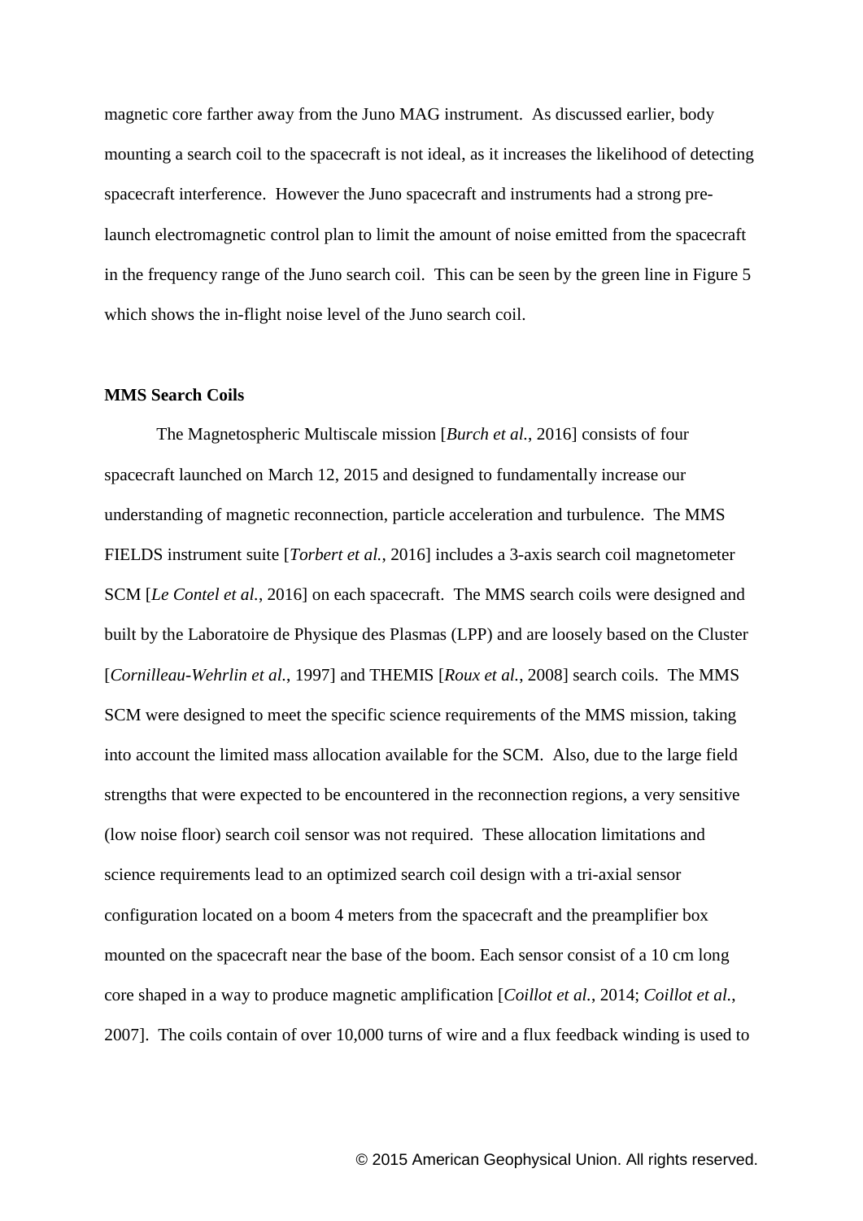magnetic core farther away from the Juno MAG instrument. As discussed earlier, body mounting a search coil to the spacecraft is not ideal, as it increases the likelihood of detecting spacecraft interference. However the Juno spacecraft and instruments had a strong pre-launch electromagnetic control plan to limit the amount of noise emitted from the spacecraft in the frequency range of the Juno search coil. This can be seen by the green line in Figure 5 which shows the in-flight noise level of the Juno search coil.

**MMS Search Coils**

The Magnetospheric Multiscale mission [*Burch et al.*, 2016] consists of four spacecraft launched on March 12, 2015 and designed to fundamentally increase our understanding of magnetic reconnection, particle acceleration and turbulence. The MMS FIELDS instrument suite [*Torbert et al.*, 2016] includes a 3-axis search coil magnetometer SCM [*Le Contel et al.*, 2016] on each spacecraft. The MMS search coils were designed and built by the Laboratoire de Physique des Plasmas (LPP) and are loosely based on the Cluster [*Cornilleau-Wehrlin et al.*, 1997] and THEMIS [*Roux et al.*, 2008] search coils. The MMS SCM were designed to meet the specific science requirements of the MMS mission, taking into account the limited mass allocation available for the SCM. Also, due to the large field strengths that were expected to be encountered in the reconnection regions, a very sensitive (low noise floor) search coil sensor was not required. These allocation limitations and science requirements lead to an optimized search coil design with a tri-axial sensor configuration located on a boom 4 meters from the spacecraft and the preamplifier box mounted on the spacecraft near the base of the boom. Each sensor consist of a 10 cm long core shaped in a way to produce magnetic amplification [*Coillot et al.*, 2014; *Coillot et al.*, 2007]. The coils contain of over 10,000 turns of wire and a flux feedback winding is used to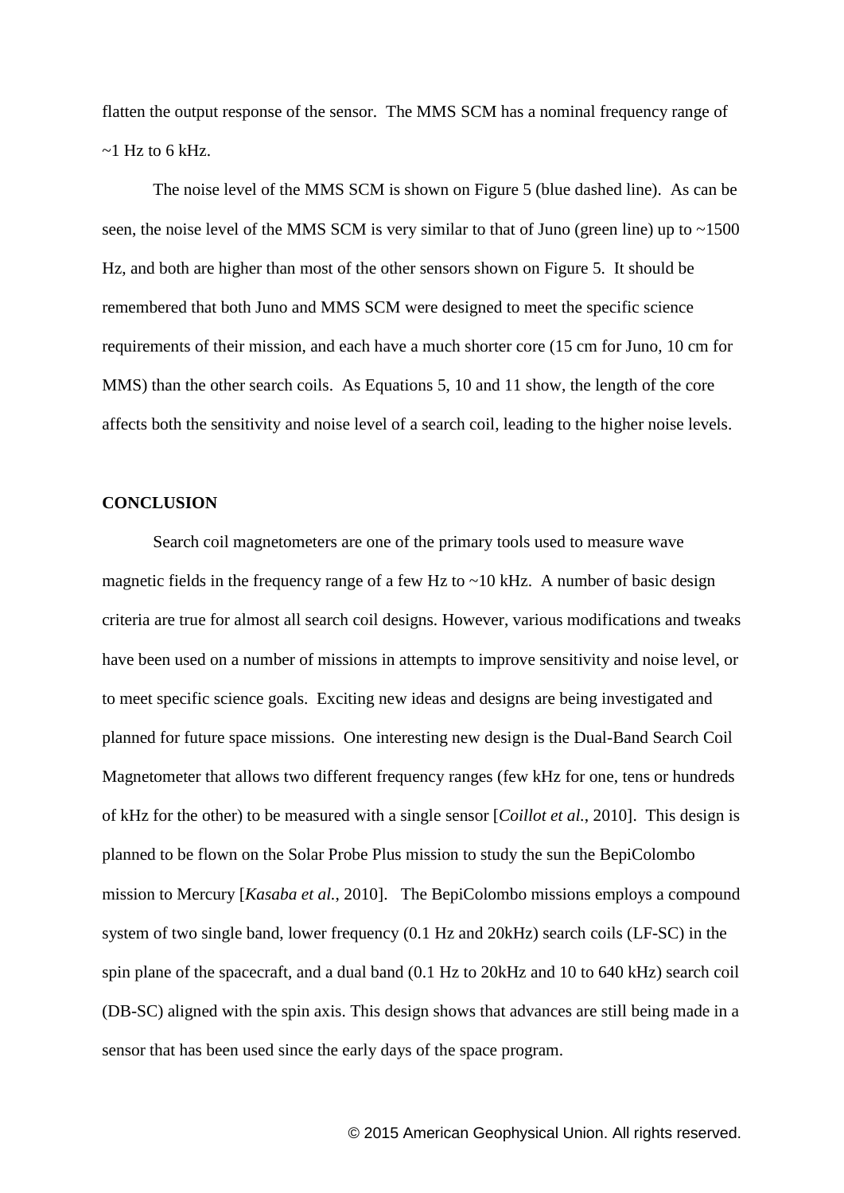flatten the output response of the sensor. The MMS SCM has a nominal frequency range of ~1 Hz to 6 kHz.

The noise level of the MMS SCM is shown on Figure 5 (blue dashed line). As can be seen, the noise level of the MMS SCM is very similar to that of Juno (green line) up to ~1500 Hz, and both are higher than most of the other sensors shown on Figure 5. It should be remembered that both Juno and MMS SCM were designed to meet the specific science requirements of their mission, and each have a much shorter core (15 cm for Juno, 10 cm for MMS) than the other search coils. As Equations 5, 10 and 11 show, the length of the core affects both the sensitivity and noise level of a search coil, leading to the higher noise levels.

## CONCLUSION

Search coil magnetometers are one of the primary tools used to measure wave magnetic fields in the frequency range of a few Hz to ~10 kHz. A number of basic design criteria are true for almost all search coil designs. However, various modifications and tweaks have been used on a number of missions in attempts to improve sensitivity and noise level, or to meet specific science goals. Exciting new ideas and designs are being investigated and planned for future space missions. One interesting new design is the Dual-Band Search Coil Magnetometer that allows two different frequency ranges (few kHz for one, tens or hundreds of kHz for the other) to be measured with a single sensor [*Coillot et al.*, 2010]. This design is planned to be flown on the Solar Probe Plus mission to study the sun the BepiColombo mission to Mercury [*Kasaba et al.*, 2010]. The BepiColombo missions employs a compound system of two single band, lower frequency (0.1 Hz and 20kHz) search coils (LF-SC) in the spin plane of the spacecraft, and a dual band (0.1 Hz to 20kHz and 10 to 640 kHz) search coil (DB-SC) aligned with the spin axis. This design shows that advances are still being made in a sensor that has been used since the early days of the space program.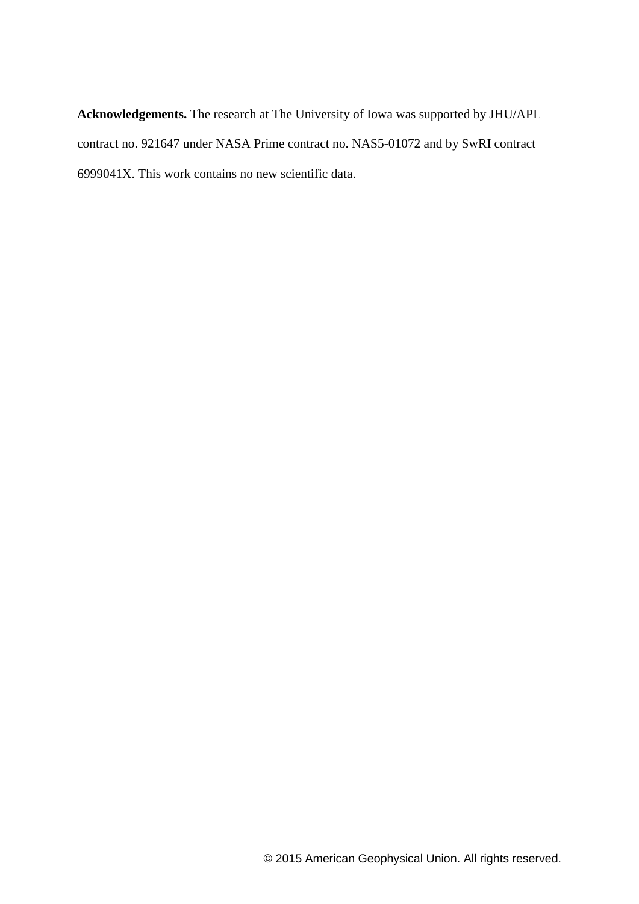**Acknowledgements.** The research at The University of Iowa was supported by JHU/APL contract no. 921647 under NASA Prime contract no. NAS5-01072 and by SwRI contract 6999041X. This work contains no new scientific data.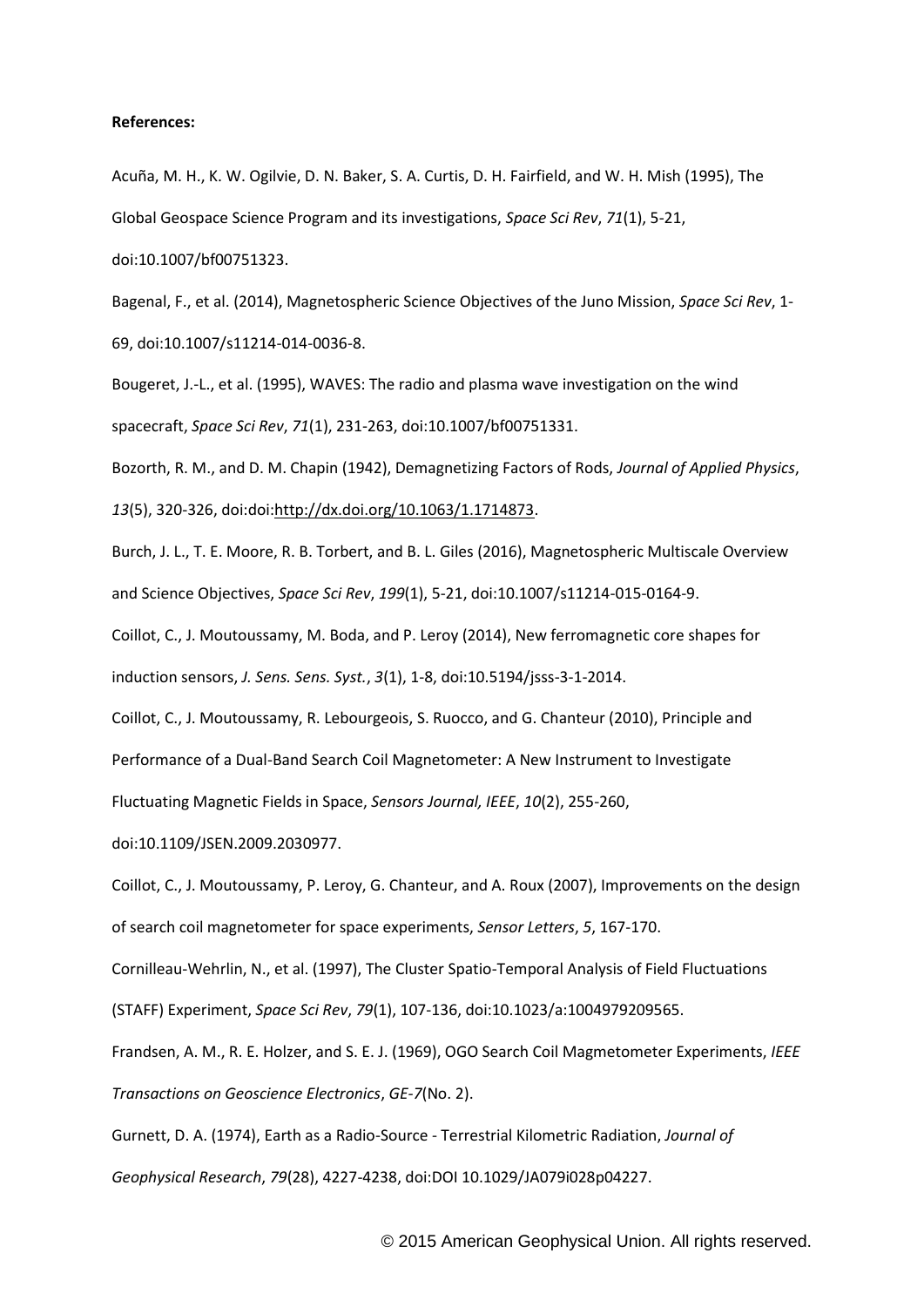**References:**

Acuña, M. H., K. W. Ogilvie, D. N. Baker, S. A. Curtis, D. H. Fairfield, and W. H. Mish (1995), The Global Geospace Science Program and its investigations, *Space Sci Rev*, *71*(1), 5-21, doi:10.1007/bf00751323.

Bagenal, F., et al. (2014), Magnetospheric Science Objectives of the Juno Mission, *Space Sci Rev*, 1-69, doi:10.1007/s11214-014-0036-8.

Bougeret, J.-L., et al. (1995), WAVES: The radio and plasma wave investigation on the wind spacecraft, *Space Sci Rev*, *71*(1), 231-263, doi:10.1007/bf00751331.

Bozorth, R. M., and D. M. Chapin (1942), Demagnetizing Factors of Rods, *Journal of Applied Physics*, *13*(5), 320-326, doi:doi:http://dx.doi.org/10.1063/1.1714873.

Burch, J. L., T. E. Moore, R. B. Torbert, and B. L. Giles (2016), Magnetospheric Multiscale Overview and Science Objectives, *Space Sci Rev*, *199*(1), 5-21, doi:10.1007/s11214-015-0164-9.

Coillot, C., J. Moutoussamy, M. Boda, and P. Leroy (2014), New ferromagnetic core shapes for induction sensors, *J. Sens. Sens. Syst.*, *3*(1), 1-8, doi:10.5194/jsss-3-1-2014.

Coillot, C., J. Moutoussamy, R. Lebourgeois, S. Ruocco, and G. Chanteur (2010), Principle and Performance of a Dual-Band Search Coil Magnetometer: A New Instrument to Investigate Fluctuating Magnetic Fields in Space, *Sensors Journal, IEEE*, *10*(2), 255-260, doi:10.1109/JSEN.2009.2030977.

Coillot, C., J. Moutoussamy, P. Leroy, G. Chanteur, and A. Roux (2007), Improvements on the design of search coil magnetometer for space experiments, *Sensor Letters*, *5*, 167-170.

Cornilleau-Wehrlin, N., et al. (1997), The Cluster Spatio-Temporal Analysis of Field Fluctuations (STAFF) Experiment, *Space Sci Rev*, *79*(1), 107-136, doi:10.1023/a:1004979209565.

Frandsen, A. M., R. E. Holzer, and S. E. J. (1969), OGO Search Coil Magmetometer Experiments, *IEEE Transactions on Geoscience Electronics*, *GE-7*(No. 2).

Gurnett, D. A. (1974), Earth as a Radio-Source - Terrestrial Kilometric Radiation, *Journal of Geophysical Research*, *79*(28), 4227-4238, doi:DOI 10.1029/JA079i028p04227.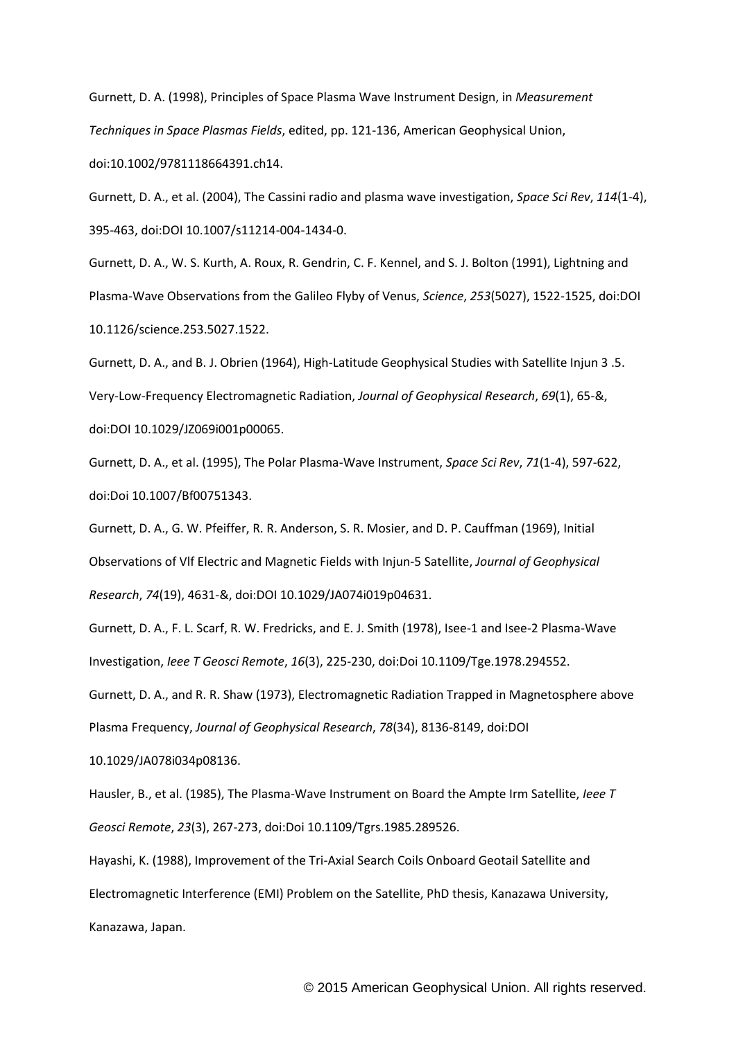Gurnett, D. A. (1998), Principles of Space Plasma Wave Instrument Design, in *Measurement Techniques in Space Plasmas Fields*, edited, pp. 121-136, American Geophysical Union, doi:10.1002/9781118664391.ch14.

Gurnett, D. A., et al. (2004), The Cassini radio and plasma wave investigation, *Space Sci Rev*, *114*(1-4), 395-463, doi:DOI 10.1007/s11214-004-1434-0.

Gurnett, D. A., W. S. Kurth, A. Roux, R. Gendrin, C. F. Kennel, and S. J. Bolton (1991), Lightning and Plasma-Wave Observations from the Galileo Flyby of Venus, *Science*, *253*(5027), 1522-1525, doi:DOI 10.1126/science.253.5027.1522.

Gurnett, D. A., and B. J. Obrien (1964), High-Latitude Geophysical Studies with Satellite Injun 3 .5. Very-Low-Frequency Electromagnetic Radiation, *Journal of Geophysical Research*, *69*(1), 65-&, doi:DOI 10.1029/JZ069i001p00065.

Gurnett, D. A., et al. (1995), The Polar Plasma-Wave Instrument, *Space Sci Rev*, *71*(1-4), 597-622, doi:Doi 10.1007/Bf00751343.

Gurnett, D. A., G. W. Pfeiffer, R. R. Anderson, S. R. Mosier, and D. P. Cauffman (1969), Initial Observations of Vlf Electric and Magnetic Fields with Injun-5 Satellite, *Journal of Geophysical Research*, *74*(19), 4631-&, doi:DOI 10.1029/JA074i019p04631.

Gurnett, D. A., F. L. Scarf, R. W. Fredricks, and E. J. Smith (1978), Isee-1 and Isee-2 Plasma-Wave Investigation, *Ieee T Geosci Remote*, *16*(3), 225-230, doi:Doi 10.1109/Tge.1978.294552.

Gurnett, D. A., and R. R. Shaw (1973), Electromagnetic Radiation Trapped in Magnetosphere above Plasma Frequency, *Journal of Geophysical Research*, *78*(34), 8136-8149, doi:DOI 10.1029/JA078i034p08136.

Hausler, B., et al. (1985), The Plasma-Wave Instrument on Board the Ampte Irm Satellite, *Ieee T Geosci Remote*, *23*(3), 267-273, doi:Doi 10.1109/Tgrs.1985.289526.

Hayashi, K. (1988), Improvement of the Tri-Axial Search Coils Onboard Geotail Satellite and Electromagnetic Interference (EMI) Problem on the Satellite, PhD thesis, Kanazawa University, Kanazawa, Japan.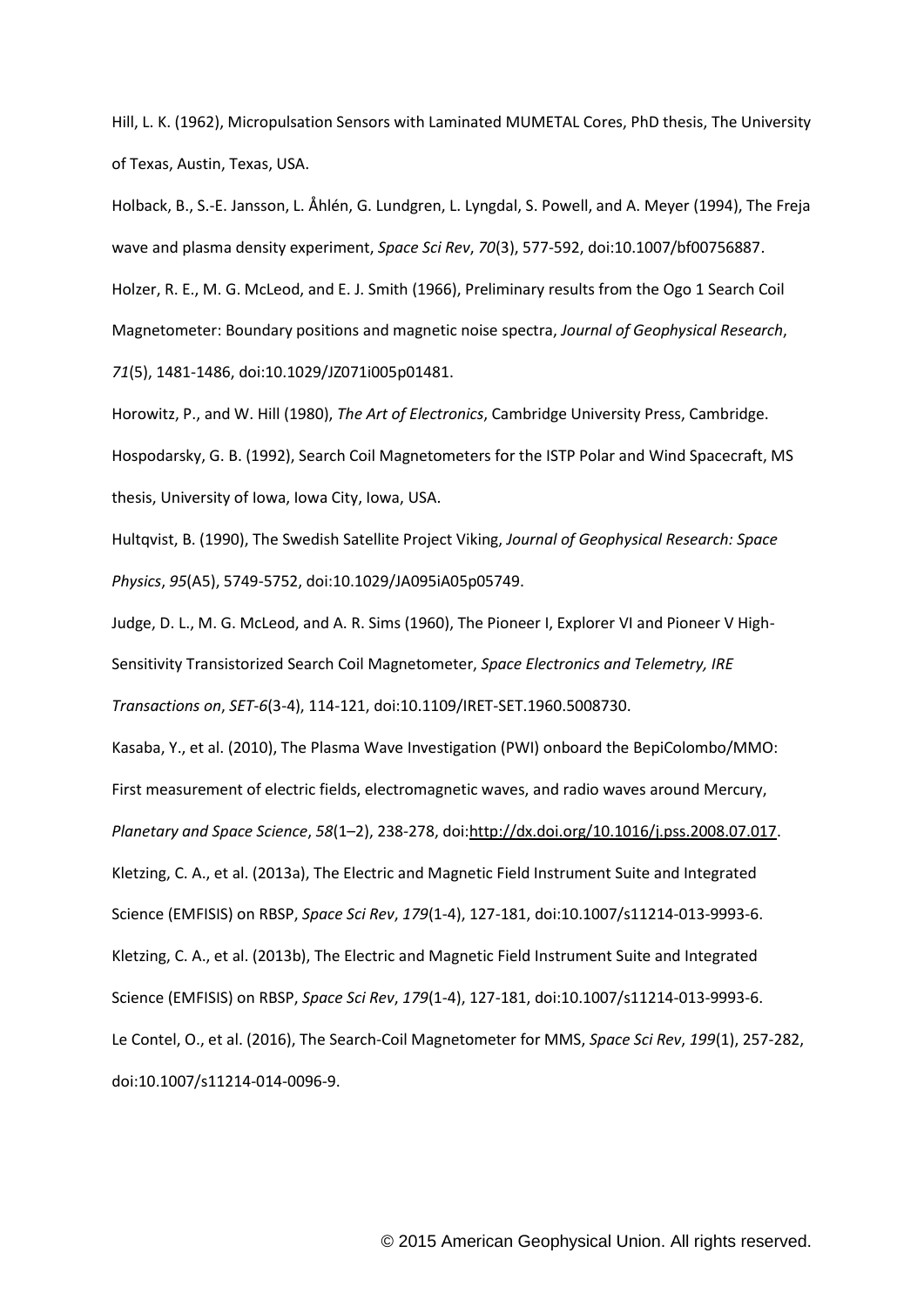Hill, L. K. (1962), Micropulsation Sensors with Laminated MUMETAL Cores, PhD thesis, The University of Texas, Austin, Texas, USA.

Holback, B., S.-E. Jansson, L. Åhlén, G. Lundgren, L. Lyngdal, S. Powell, and A. Meyer (1994), The Freja wave and plasma density experiment, *Space Sci Rev*, *70*(3), 577-592, doi:10.1007/bf00756887.

Holzer, R. E., M. G. McLeod, and E. J. Smith (1966), Preliminary results from the Ogo 1 Search Coil Magnetometer: Boundary positions and magnetic noise spectra, *Journal of Geophysical Research*, *71*(5), 1481-1486, doi:10.1029/JZ071i005p01481.

Horowitz, P., and W. Hill (1980), *The Art of Electronics*, Cambridge University Press, Cambridge.

Hospodarsky, G. B. (1992), Search Coil Magnetometers for the ISTP Polar and Wind Spacecraft, MS thesis, University of Iowa, Iowa City, Iowa, USA.

Hultqvist, B. (1990), The Swedish Satellite Project Viking, *Journal of Geophysical Research: Space Physics*, *95*(A5), 5749-5752, doi:10.1029/JA095iA05p05749.

Judge, D. L., M. G. McLeod, and A. R. Sims (1960), The Pioneer I, Explorer VI and Pioneer V High-Sensitivity Transistorized Search Coil Magnetometer, *Space Electronics and Telemetry, IRE Transactions on*, *SET-6*(3-4), 114-121, doi:10.1109/IRET-SET.1960.5008730.

Kasaba, Y., et al. (2010), The Plasma Wave Investigation (PWI) onboard the BepiColombo/MMO: First measurement of electric fields, electromagnetic waves, and radio waves around Mercury, *Planetary and Space Science*, *58*(1–2), 238-278, doi:http://dx.doi.org/10.1016/j.pss.2008.07.017.

Kletzing, C. A., et al. (2013a), The Electric and Magnetic Field Instrument Suite and Integrated Science (EMFISIS) on RBSP, *Space Sci Rev*, *179*(1-4), 127-181, doi:10.1007/s11214-013-9993-6.

Kletzing, C. A., et al. (2013b), The Electric and Magnetic Field Instrument Suite and Integrated Science (EMFISIS) on RBSP, *Space Sci Rev*, *179*(1-4), 127-181, doi:10.1007/s11214-013-9993-6.

Le Contel, O., et al. (2016), The Search-Coil Magnetometer for MMS, *Space Sci Rev*, *199*(1), 257-282, doi:10.1007/s11214-014-0096-9.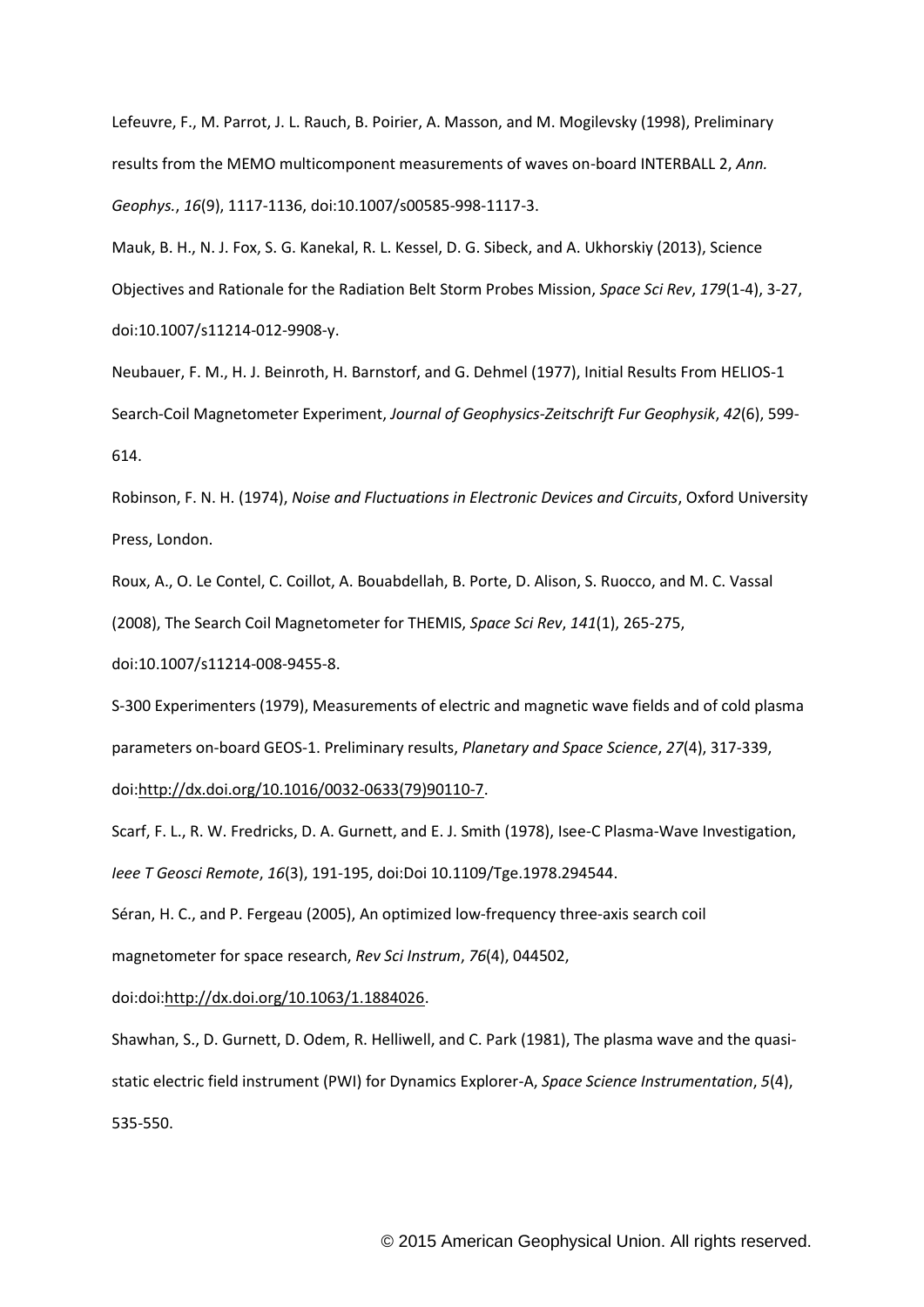Lefeuvre, F., M. Parrot, J. L. Rauch, B. Poirier, A. Masson, and M. Mogilevsky (1998), Preliminary results from the MEMO multicomponent measurements of waves on-board INTERBALL 2, *Ann. Geophys.*, *16*(9), 1117-1136, doi:10.1007/s00585-998-1117-3.

Mauk, B. H., N. J. Fox, S. G. Kanekal, R. L. Kessel, D. G. Sibeck, and A. Ukhorskiy (2013), Science Objectives and Rationale for the Radiation Belt Storm Probes Mission, *Space Sci Rev*, *179*(1-4), 3-27, doi:10.1007/s11214-012-9908-y.

Neubauer, F. M., H. J. Beinroth, H. Barnstorf, and G. Dehmel (1977), Initial Results From HELIOS-1 Search-Coil Magnetometer Experiment, *Journal of Geophysics-Zeitschrift Fur Geophysik*, *42*(6), 599-614.

Robinson, F. N. H. (1974), *Noise and Fluctuations in Electronic Devices and Circuits*, Oxford University Press, London.

Roux, A., O. Le Contel, C. Coillot, A. Bouabdellah, B. Porte, D. Alison, S. Ruocco, and M. C. Vassal (2008), The Search Coil Magnetometer for THEMIS, *Space Sci Rev*, *141*(1), 265-275, doi:10.1007/s11214-008-9455-8.

S-300 Experimenters (1979), Measurements of electric and magnetic wave fields and of cold plasma parameters on-board GEOS-1. Preliminary results, *Planetary and Space Science*, *27*(4), 317-339, doi:http://dx.doi.org/10.1016/0032-0633(79)90110-7.

Scarf, F. L., R. W. Fredricks, D. A. Gurnett, and E. J. Smith (1978), Isee-C Plasma-Wave Investigation, *Ieee T Geosci Remote*, *16*(3), 191-195, doi:Doi 10.1109/Tge.1978.294544.

Séran, H. C., and P. Fergeau (2005), An optimized low-frequency three-axis search coil magnetometer for space research, *Rev Sci Instrum*, *76*(4), 044502, doi:doi:http://dx.doi.org/10.1063/1.1884026.

Shawhan, S., D. Gurnett, D. Odem, R. Helliwell, and C. Park (1981), The plasma wave and the quasi-static electric field instrument (PWI) for Dynamics Explorer-A, *Space Science Instrumentation*, *5*(4), 535-550.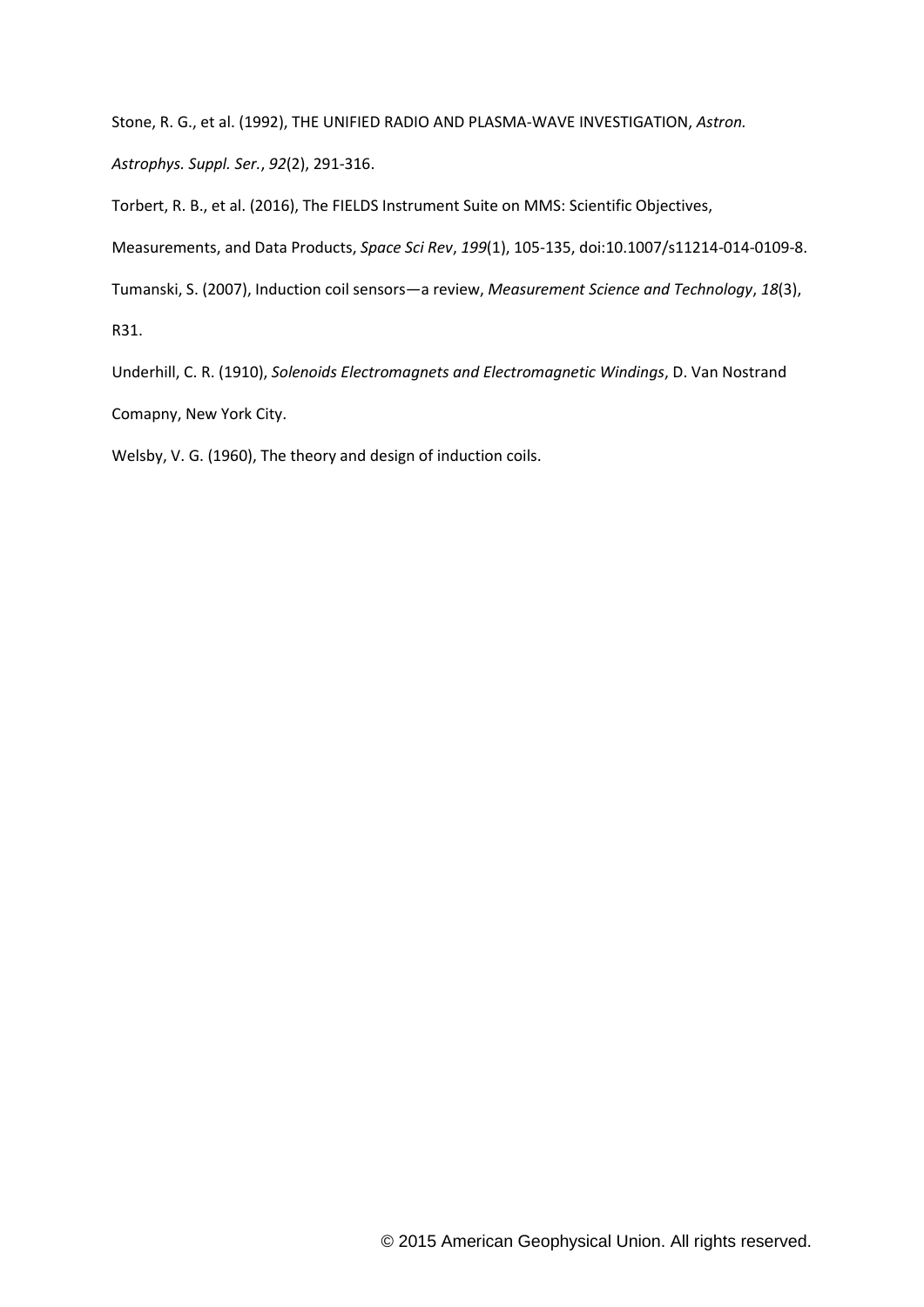Stone, R. G., et al. (1992), THE UNIFIED RADIO AND PLASMA-WAVE INVESTIGATION, *Astron. Astrophys. Suppl. Ser.*, *92*(2), 291-316.

Torbert, R. B., et al. (2016), The FIELDS Instrument Suite on MMS: Scientific Objectives, Measurements, and Data Products, *Space Sci Rev*, *199*(1), 105-135, doi:10.1007/s11214-014-0109-8.

Tumanski, S. (2007), Induction coil sensors—a review, *Measurement Science and Technology*, *18*(3), R31.

Underhill, C. R. (1910), *Solenoids Electromagnets and Electromagnetic Windings*, D. Van Nostrand Comapny, New York City.

Welsby, V. G. (1960), The theory and design of induction coils.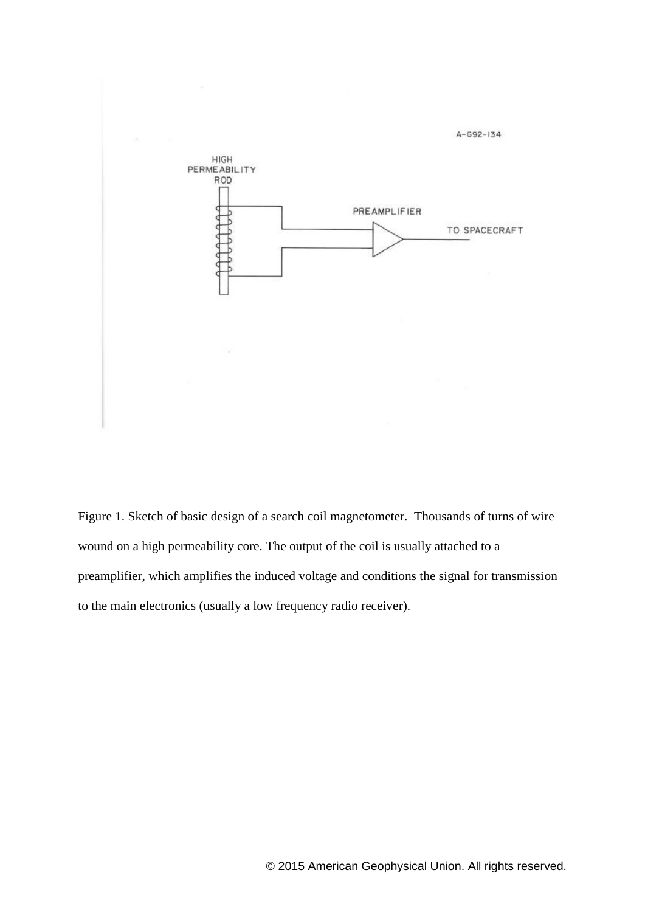Figure 1. Sketch of basic design of a search coil magnetometer. Thousands of turns of wire wound on a high permeability core. The output of the coil is usually attached to a preamplifier, which amplifies the induced voltage and conditions the signal for transmission to the main electronics (usually a low frequency radio receiver).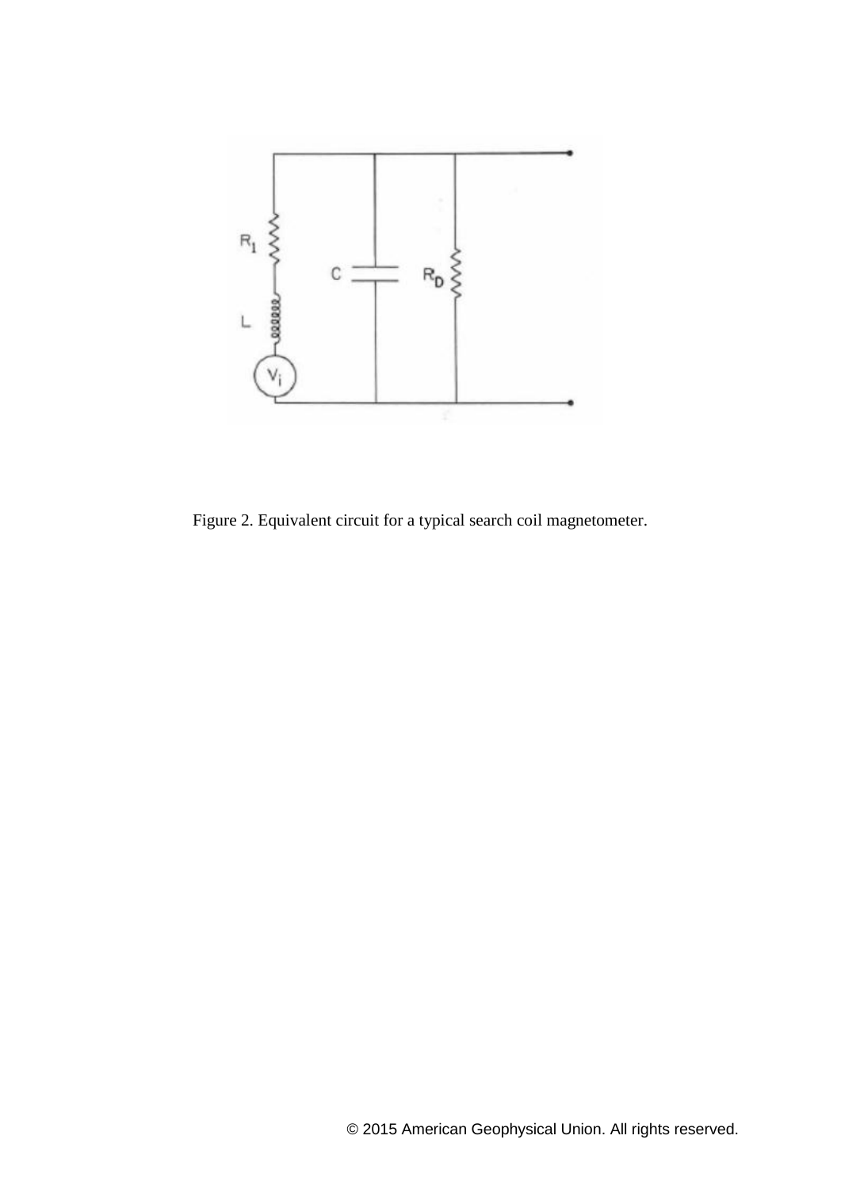Figure 2. Equivalent circuit for a typical search coil magnetometer.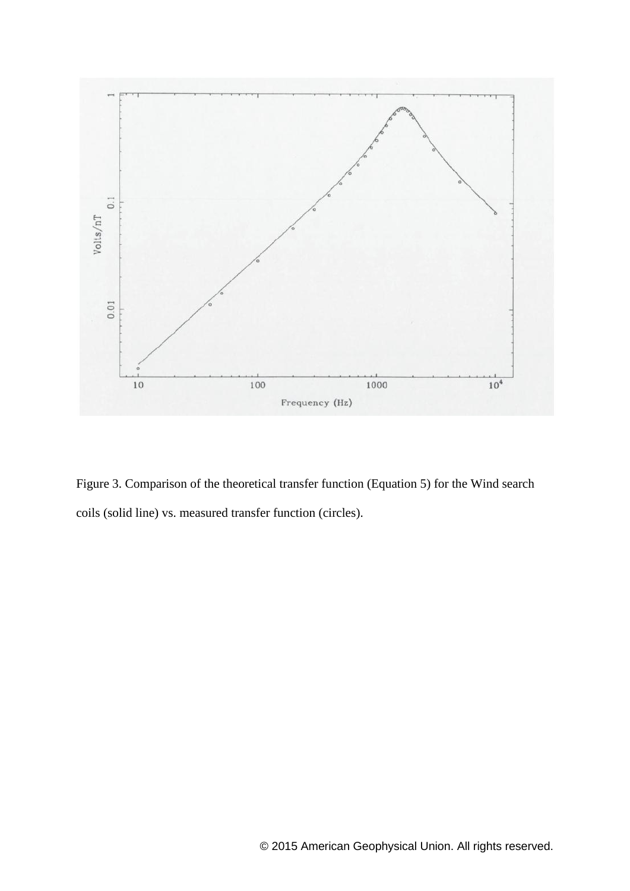Figure 3. Comparison of the theoretical transfer function (Equation 5) for the Wind search coils (solid line) vs. measured transfer function (circles).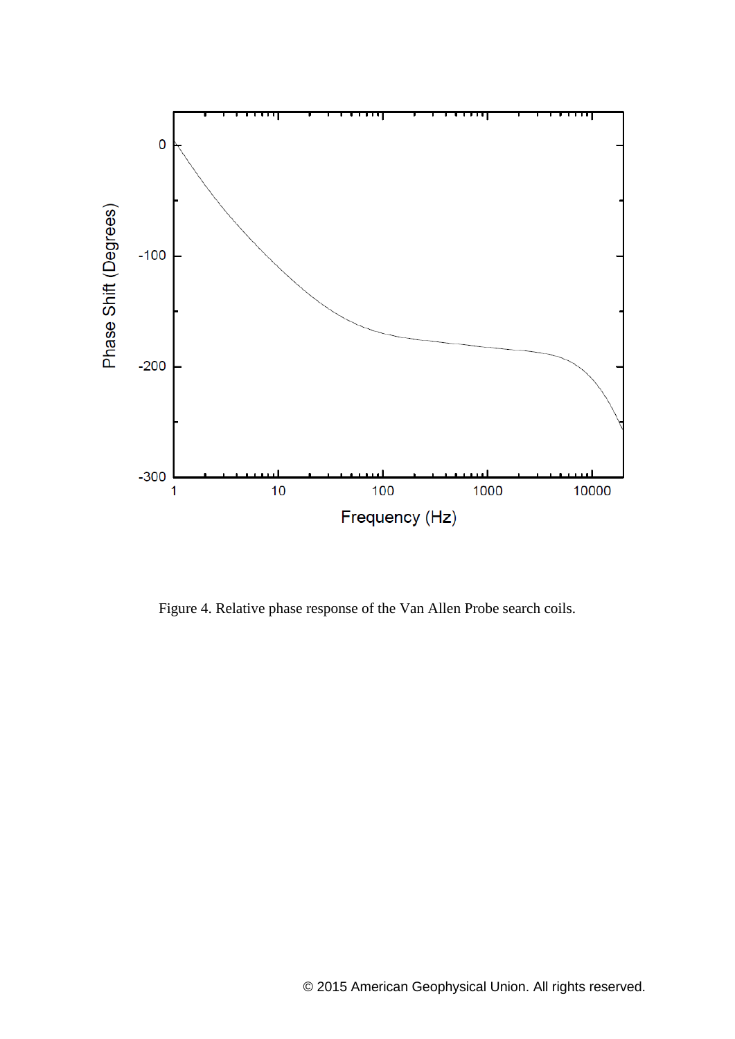Figure 4. Relative phase response of the Van Allen Probe search coils.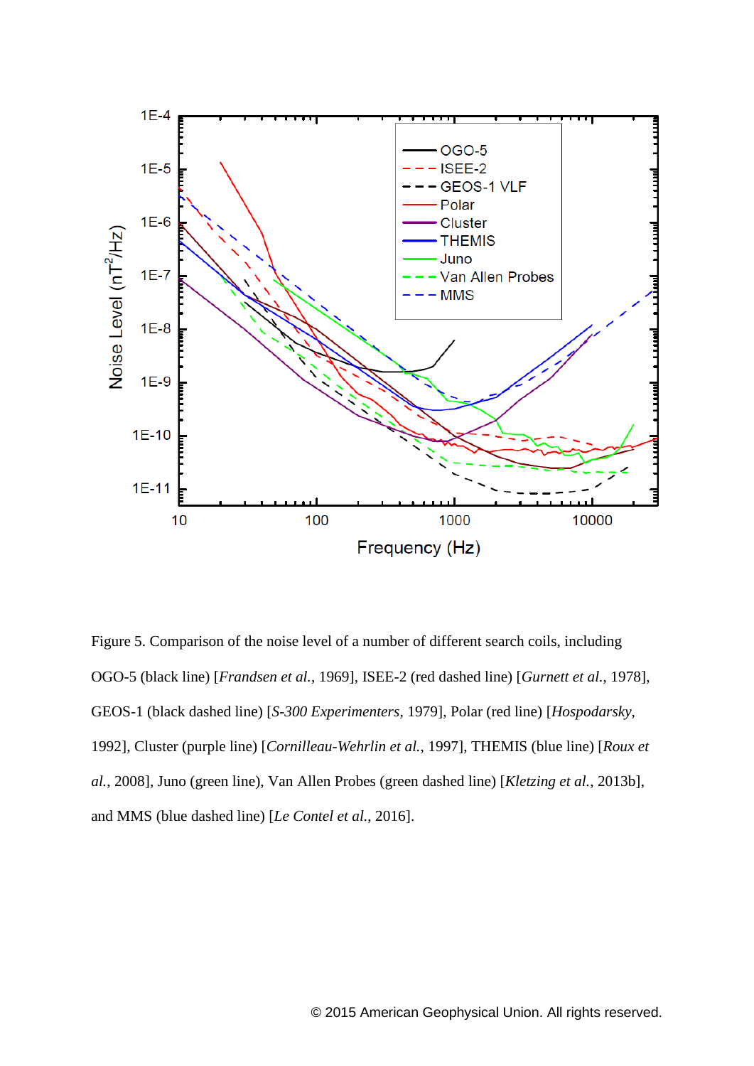Figure 5. Comparison of the noise level of a number of different search coils, including OGO-5 (black line) [*Frandsen et al.*, 1969], ISEE-2 (red dashed line) [*Gurnett et al.*, 1978], GEOS-1 (black dashed line) [*S-300 Experimenters*, 1979], Polar (red line) [*Hospodarsky*, 1992], Cluster (purple line) [*Cornilleau-Wehrlin et al.*, 1997], THEMIS (blue line) [*Roux et al.*, 2008], Juno (green line), Van Allen Probes (green dashed line) [*Kletzing et al.*, 2013b], and MMS (blue dashed line) [*Le Contel et al.*, 2016].

© 2015 American Geophysical Union. All rights reserved.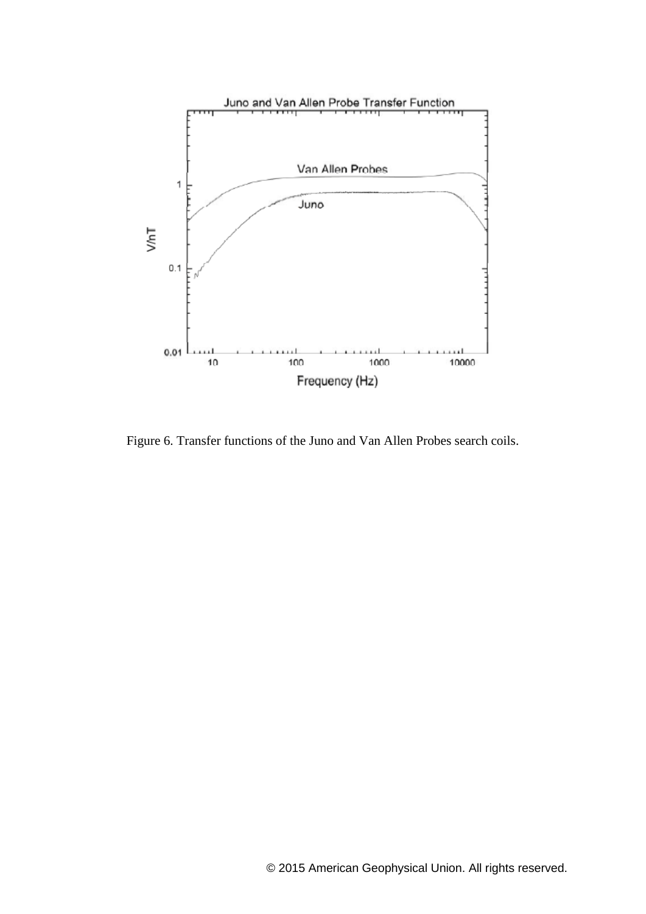Juno and Van Allen Probe Transfer Function

Van Allen Probes

Juno

V/nT

1

0.1

0.01

10

100

1000

10000

Frequency (Hz)

Figure 6. Transfer functions of the Juno and Van Allen Probes search coils.